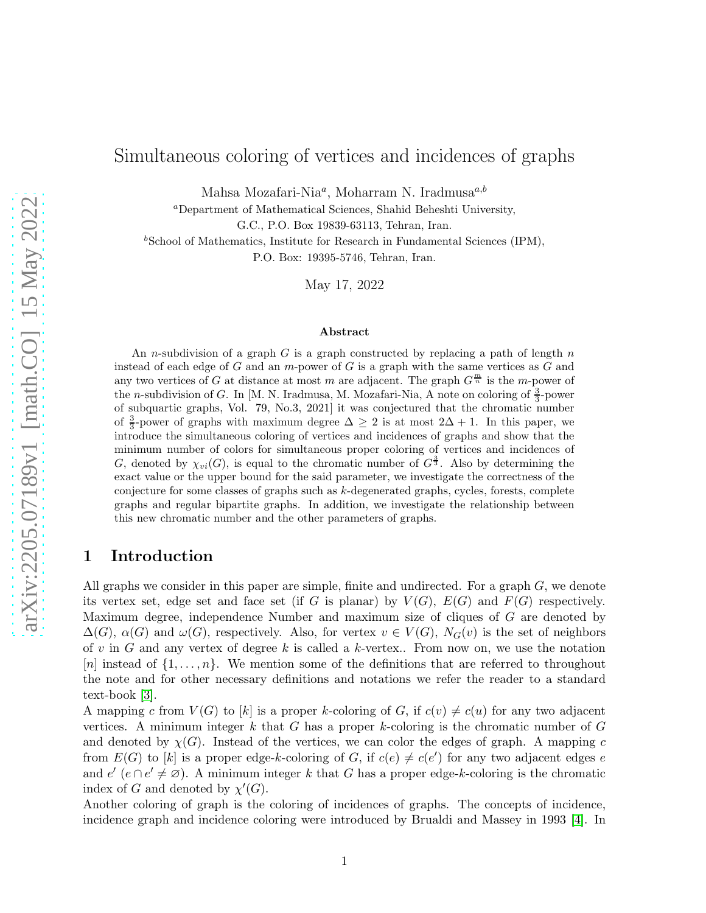# Simultaneous coloring of vertices and incidences of graphs

Mahsa Mozafari-Nia[a], Moharram N. Iradmusa[a,b]

[a]Department of Mathematical Sciences, Shahid Beheshti University,
G.C., P.O. Box 19839-63113, Tehran, Iran.

[b]School of Mathematics, Institute for Research in Fundamental Sciences (IPM),
P.O. Box: 19395-5746, Tehran, Iran.

May 17, 2022

## Abstract

An $n$-subdivision of a graph $G$ is a graph constructed by replacing a path of length $n$ instead of each edge of $G$ and an $m$-power of $G$ is a graph with the same vertices as $G$ and any two vertices of $G$ at distance at most $m$ are adjacent. The graph $G^{\frac{m}{n}}$ is the $m$-power of the $n$-subdivision of $G$. In [M. N. Iradmusa, M. Mozafari-Nia, A note on coloring of $\frac{3}{3}$-power of subquartic graphs, Vol. 79, No.3, 2021] it was conjectured that the chromatic number of $\frac{3}{3}$-power of graphs with maximum degree $\Delta \geq 2$ is at most $2\Delta + 1$. In this paper, we introduce the simultaneous coloring of vertices and incidences of graphs and show that the minimum number of colors for simultaneous proper coloring of vertices and incidences of $G$, denoted by $\chi_{vi}(G)$, is equal to the chromatic number of $G^{\frac{3}{3}}$. Also by determining the exact value or the upper bound for the said parameter, we investigate the correctness of the conjecture for some classes of graphs such as $k$-degenerated graphs, cycles, forests, complete graphs and regular bipartite graphs. In addition, we investigate the relationship between this new chromatic number and the other parameters of graphs.

## 1 Introduction

All graphs we consider in this paper are simple, finite and undirected. For a graph $G$, we denote its vertex set, edge set and face set (if $G$ is planar) by $V(G)$, $E(G)$ and $F(G)$ respectively. Maximum degree, independence Number and maximum size of cliques of $G$ are denoted by $\Delta(G)$, $\alpha(G)$ and $\omega(G)$, respectively. Also, for vertex $v \in V(G)$, $N_G(v)$ is the set of neighbors of $v$ in $G$ and any vertex of degree $k$ is called a $k$-vertex.. From now on, we use the notation $[n]$ instead of $\{1, \ldots, n\}$. We mention some of the definitions that are referred to throughout the note and for other necessary definitions and notations we refer the reader to a standard text-book [3].

A mapping $c$ from $V(G)$ to $[k]$ is a proper $k$-coloring of $G$, if $c(v) \neq c(u)$ for any two adjacent vertices. A minimum integer $k$ that $G$ has a proper $k$-coloring is the chromatic number of $G$ and denoted by $\chi(G)$. Instead of the vertices, we can color the edges of graph. A mapping $c$ from $E(G)$ to $[k]$ is a proper edge-$k$-coloring of $G$, if $c(e) \neq c(e')$ for any two adjacent edges $e$ and $e'$ ($e \cap e' \neq \varnothing$). A minimum integer $k$ that $G$ has a proper edge-$k$-coloring is the chromatic index of $G$ and denoted by $\chi'(G)$.

Another coloring of graph is the coloring of incidences of graphs. The concepts of incidence, incidence graph and incidence coloring were introduced by Brualdi and Massey in 1993 [4]. In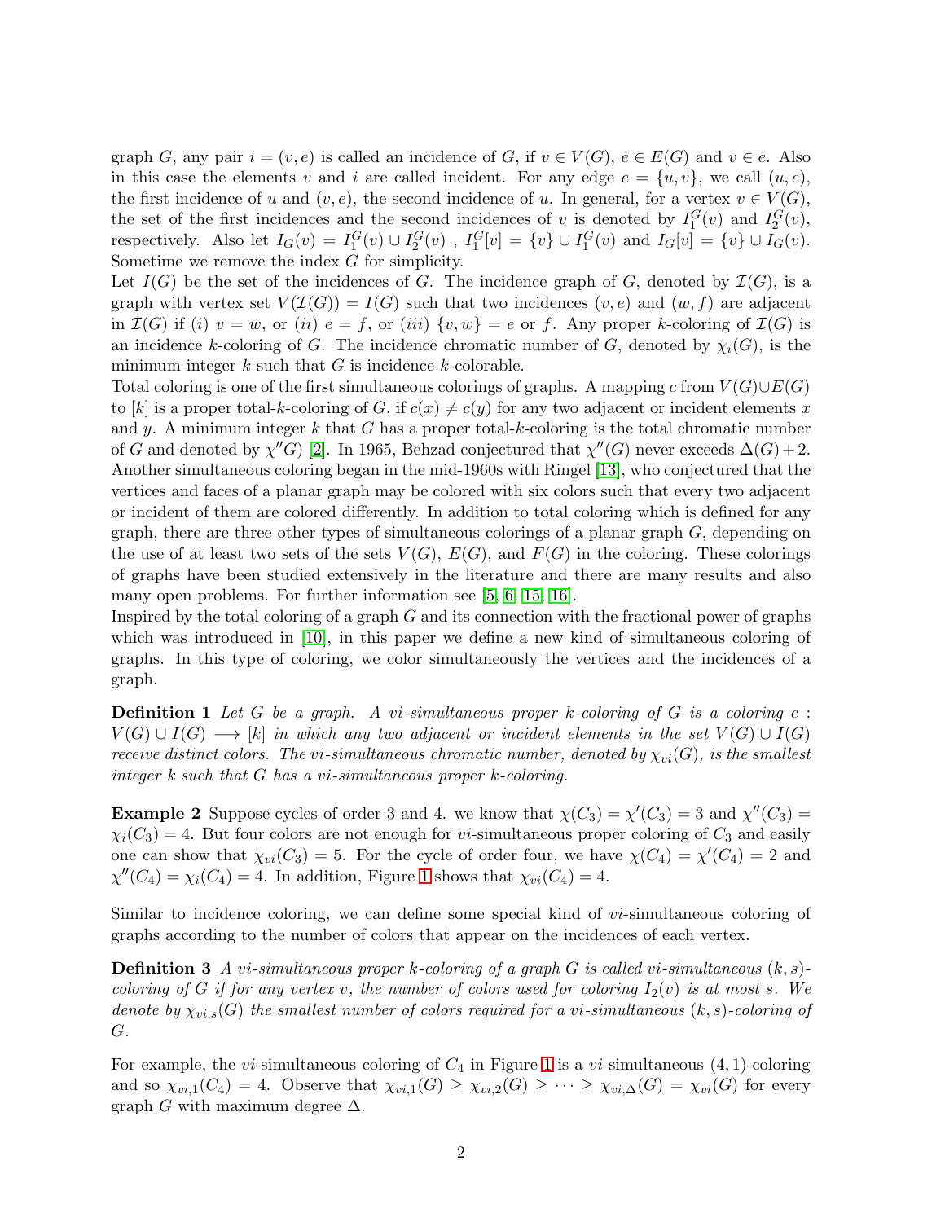graph $G$, any pair $i = (v, e)$ is called an incidence of $G$, if $v \in V(G)$, $e \in E(G)$ and $v \in e$. Also in this case the elements $v$ and $i$ are called incident. For any edge $e = \{u, v\}$, we call $(u, e)$, the first incidence of $u$ and $(v, e)$, the second incidence of $u$. In general, for a vertex $v \in V(G)$, the set of the first incidences and the second incidences of $v$ is denoted by $I_1^G(v)$ and $I_2^G(v)$, respectively. Also let $I_G(v) = I_1^G(v) \cup I_2^G(v)$ , $I_1^G[v] = \{v\} \cup I_1^G(v)$ and $I_G[v] = \{v\} \cup I_G(v)$. Sometime we remove the index $G$ for simplicity.

Let $I(G)$ be the set of the incidences of $G$. The incidence graph of $G$, denoted by $\mathcal{I}(G)$, is a graph with vertex set $V(\mathcal{I}(G)) = I(G)$ such that two incidences $(v, e)$ and $(w, f)$ are adjacent in $\mathcal{I}(G)$ if $(i)$ $v = w$, or $(ii)$ $e = f$, or $(iii)$ $\{v, w\} = e$ or $f$. Any proper $k$-coloring of $\mathcal{I}(G)$ is an incidence $k$-coloring of $G$. The incidence chromatic number of $G$, denoted by $\chi_i(G)$, is the minimum integer $k$ such that $G$ is incidence $k$-colorable.

Total coloring is one of the first simultaneous colorings of graphs. A mapping $c$ from $V(G) \cup E(G)$ to $[k]$ is a proper total-$k$-coloring of $G$, if $c(x) \neq c(y)$ for any two adjacent or incident elements $x$ and $y$. A minimum integer $k$ that $G$ has a proper total-$k$-coloring is the total chromatic number of $G$ and denoted by $\chi''G)$ [2]. In 1965, Behzad conjectured that $\chi''(G)$ never exceeds $\Delta(G) + 2$. Another simultaneous coloring began in the mid-1960s with Ringel [13], who conjectured that the vertices and faces of a planar graph may be colored with six colors such that every two adjacent or incident of them are colored differently. In addition to total coloring which is defined for any graph, there are three other types of simultaneous colorings of a planar graph $G$, depending on the use of at least two sets of the sets $V(G)$, $E(G)$, and $F(G)$ in the coloring. These colorings of graphs have been studied extensively in the literature and there are many results and also many open problems. For further information see [5, 6, 15, 16].

Inspired by the total coloring of a graph $G$ and its connection with the fractional power of graphs which was introduced in [10], in this paper we define a new kind of simultaneous coloring of graphs. In this type of coloring, we color simultaneously the vertices and the incidences of a graph.

**Definition 1** *Let $G$ be a graph. A $vi$-simultaneous proper $k$-coloring of $G$ is a coloring $c : V(G) \cup I(G) \longrightarrow [k]$ in which any two adjacent or incident elements in the set $V(G) \cup I(G)$ receive distinct colors. The $vi$-simultaneous chromatic number, denoted by $\chi_{vi}(G)$, is the smallest integer $k$ such that $G$ has a $vi$-simultaneous proper $k$-coloring.*

**Example 2** Suppose cycles of order 3 and 4. we know that $\chi(C_3) = \chi'(C_3) = 3$ and $\chi''(C_3) = \chi_i(C_3) = 4$. But four colors are not enough for $vi$-simultaneous proper coloring of $C_3$ and easily one can show that $\chi_{vi}(C_3) = 5$. For the cycle of order four, we have $\chi(C_4) = \chi'(C_4) = 2$ and $\chi''(C_4) = \chi_i(C_4) = 4$. In addition, Figure 1 shows that $\chi_{vi}(C_4) = 4$.

Similar to incidence coloring, we can define some special kind of $vi$-simultaneous coloring of graphs according to the number of colors that appear on the incidences of each vertex.

**Definition 3** *A $vi$-simultaneous proper $k$-coloring of a graph $G$ is called $vi$-simultaneous $(k, s)$-coloring of $G$ if for any vertex $v$, the number of colors used for coloring $I_2(v)$ is at most $s$. We denote by $\chi_{vi,s}(G)$ the smallest number of colors required for a $vi$-simultaneous $(k, s)$-coloring of $G$.*

For example, the $vi$-simultaneous coloring of $C_4$ in Figure 1 is a $vi$-simultaneous $(4, 1)$-coloring and so $\chi_{vi,1}(C_4) = 4$. Observe that $\chi_{vi,1}(G) \geq \chi_{vi,2}(G) \geq \cdots \geq \chi_{vi,\Delta}(G) = \chi_{vi}(G)$ for every graph $G$ with maximum degree $\Delta$.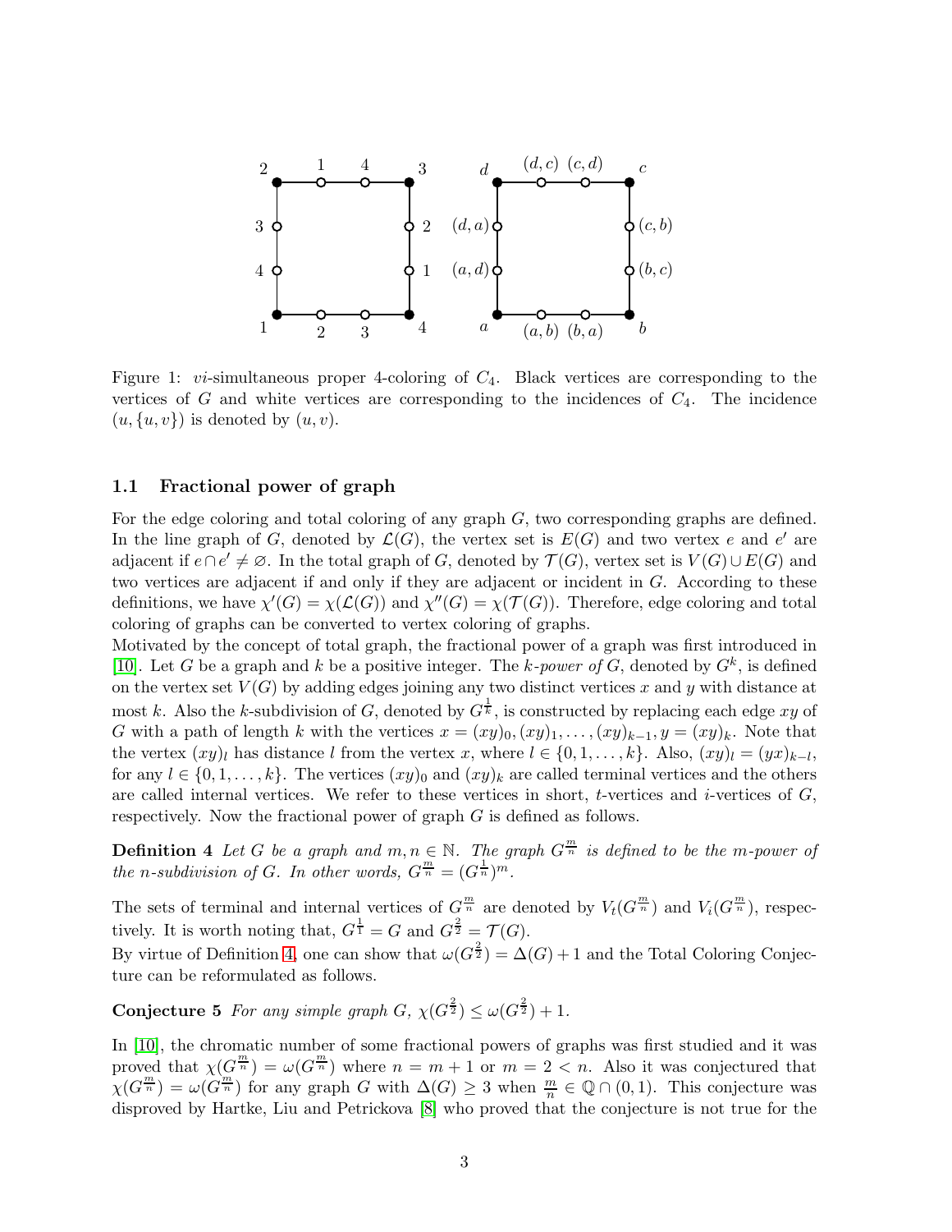Figure 1: $vi$-simultaneous proper 4-coloring of $C_4$. Black vertices are corresponding to the vertices of $G$ and white vertices are corresponding to the incidences of $C_4$. The incidence $(u, \{u, v\})$ is denoted by $(u, v)$.

### 1.1 Fractional power of graph

For the edge coloring and total coloring of any graph $G$, two corresponding graphs are defined. In the line graph of $G$, denoted by $\mathcal{L}(G)$, the vertex set is $E(G)$ and two vertex $e$ and $e'$ are adjacent if $e \cap e' \neq \varnothing$. In the total graph of $G$, denoted by $\mathcal{T}(G)$, vertex set is $V(G) \cup E(G)$ and two vertices are adjacent if and only if they are adjacent or incident in $G$. According to these definitions, we have $\chi'(G) = \chi(\mathcal{L}(G))$ and $\chi''(G) = \chi(\mathcal{T}(G))$. Therefore, edge coloring and total coloring of graphs can be converted to vertex coloring of graphs.

Motivated by the concept of total graph, the fractional power of a graph was first introduced in [10]. Let $G$ be a graph and $k$ be a positive integer. The *$k$-power of $G$*, denoted by $G^k$, is defined on the vertex set $V(G)$ by adding edges joining any two distinct vertices $x$ and $y$ with distance at most $k$. Also the $k$-subdivision of $G$, denoted by $G^{\frac{1}{k}}$, is constructed by replacing each edge $xy$ of $G$ with a path of length $k$ with the vertices $x = (xy)_0, (xy)_1, \ldots, (xy)_{k-1}, y = (xy)_k$. Note that the vertex $(xy)_l$ has distance $l$ from the vertex $x$, where $l \in \{0, 1, \ldots, k\}$. Also, $(xy)_l = (yx)_{k-l}$, for any $l \in \{0, 1, \ldots, k\}$. The vertices $(xy)_0$ and $(xy)_k$ are called terminal vertices and the others are called internal vertices. We refer to these vertices in short, $t$-vertices and $i$-vertices of $G$, respectively. Now the fractional power of graph $G$ is defined as follows.

**Definition 4** *Let $G$ be a graph and $m, n \in \mathbb{N}$. The graph $G^{\frac{m}{n}}$ is defined to be the $m$-power of the $n$-subdivision of $G$. In other words, $G^{\frac{m}{n}} = (G^{\frac{1}{n}})^m$.*

The sets of terminal and internal vertices of $G^{\frac{m}{n}}$ are denoted by $V_t(G^{\frac{m}{n}})$ and $V_i(G^{\frac{m}{n}})$, respectively. It is worth noting that, $G^{\frac{1}{1}} = G$ and $G^{\frac{2}{2}} = \mathcal{T}(G)$.

By virtue of Definition 4, one can show that $\omega(G^{\frac{2}{2}}) = \Delta(G) + 1$ and the Total Coloring Conjecture can be reformulated as follows.

**Conjecture 5** *For any simple graph $G$, $\chi(G^{\frac{2}{2}}) \leq \omega(G^{\frac{2}{2}}) + 1$.*

In [10], the chromatic number of some fractional powers of graphs was first studied and it was proved that $\chi(G^{\frac{m}{n}}) = \omega(G^{\frac{m}{n}})$ where $n = m + 1$ or $m = 2 < n$. Also it was conjectured that $\chi(G^{\frac{m}{n}}) = \omega(G^{\frac{m}{n}})$ for any graph $G$ with $\Delta(G) \geq 3$ when $\frac{m}{n} \in \mathbb{Q} \cap (0, 1)$. This conjecture was disproved by Hartke, Liu and Petrickova [8] who proved that the conjecture is not true for the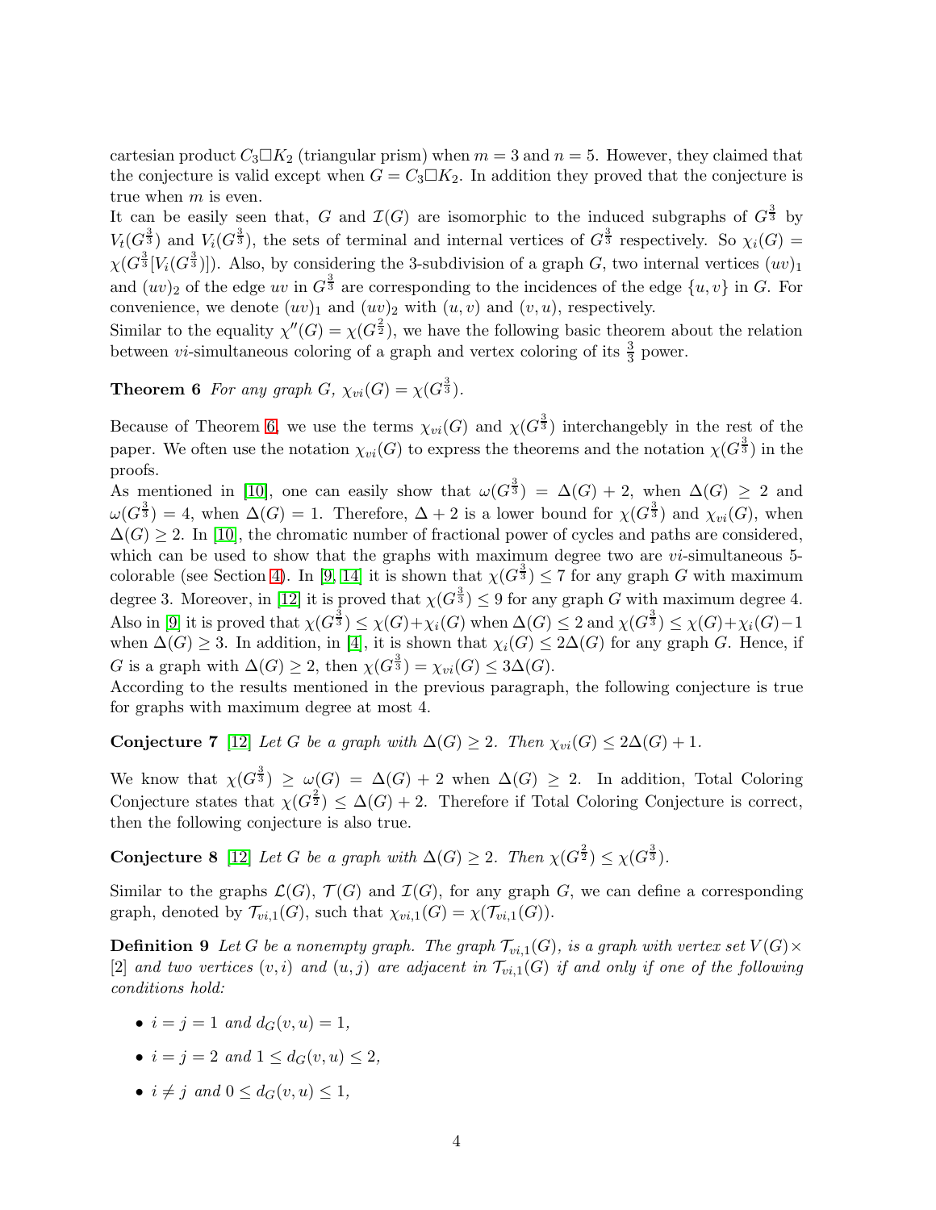cartesian product $C_3\square K_2$ (triangular prism) when $m=3$ and $n=5$. However, they claimed that the conjecture is valid except when $G=C_3\square K_2$. In addition they proved that the conjecture is true when $m$ is even.

It can be easily seen that, $G$ and $\mathcal{I}(G)$ are isomorphic to the induced subgraphs of $G^{\frac{3}{3}}$ by $V_t(G^{\frac{3}{3}})$ and $V_i(G^{\frac{3}{3}})$, the sets of terminal and internal vertices of $G^{\frac{3}{3}}$ respectively. So $\chi_i(G)=\chi(G^{\frac{3}{3}}[V_i(G^{\frac{3}{3}})])$. Also, by considering the 3-subdivision of a graph $G$, two internal vertices $(uv)_1$ and $(uv)_2$ of the edge $uv$ in $G^{\frac{3}{3}}$ are corresponding to the incidences of the edge $\{u,v\}$ in $G$. For convenience, we denote $(uv)_1$ and $(uv)_2$ with $(u,v)$ and $(v,u)$, respectively.

Similar to the equality $\chi''(G)=\chi(G^{\frac{2}{2}})$, we have the following basic theorem about the relation between $vi$-simultaneous coloring of a graph and vertex coloring of its $\frac{3}{3}$ power.

**Theorem 6** *For any graph $G$, $\chi_{vi}(G)=\chi(G^{\frac{3}{3}})$.*

Because of Theorem 6, we use the terms $\chi_{vi}(G)$ and $\chi(G^{\frac{3}{3}})$ interchangebly in the rest of the paper. We often use the notation $\chi_{vi}(G)$ to express the theorems and the notation $\chi(G^{\frac{3}{3}})$ in the proofs.

As mentioned in [10], one can easily show that $\omega(G^{\frac{3}{3}})=\Delta(G)+2$, when $\Delta(G)\geq 2$ and $\omega(G^{\frac{3}{3}})=4$, when $\Delta(G)=1$. Therefore, $\Delta+2$ is a lower bound for $\chi(G^{\frac{3}{3}})$ and $\chi_{vi}(G)$, when $\Delta(G)\geq 2$. In [10], the chromatic number of fractional power of cycles and paths are considered, which can be used to show that the graphs with maximum degree two are $vi$-simultaneous 5-colorable (see Section 4). In [9, 14] it is shown that $\chi(G^{\frac{3}{3}})\leq 7$ for any graph $G$ with maximum degree 3. Moreover, in [12] it is proved that $\chi(G^{\frac{3}{3}})\leq 9$ for any graph $G$ with maximum degree 4. Also in [9] it is proved that $\chi(G^{\frac{3}{3}})\leq \chi(G)+\chi_i(G)$ when $\Delta(G)\leq 2$ and $\chi(G^{\frac{3}{3}})\leq \chi(G)+\chi_i(G)-1$ when $\Delta(G)\geq 3$. In addition, in [4], it is shown that $\chi_i(G)\leq 2\Delta(G)$ for any graph $G$. Hence, if $G$ is a graph with $\Delta(G)\geq 2$, then $\chi(G^{\frac{3}{3}})=\chi_{vi}(G)\leq 3\Delta(G)$.

According to the results mentioned in the previous paragraph, the following conjecture is true for graphs with maximum degree at most 4.

**Conjecture 7** [12] *Let $G$ be a graph with $\Delta(G)\geq 2$. Then $\chi_{vi}(G)\leq 2\Delta(G)+1$.*

We know that $\chi(G^{\frac{3}{3}})\geq\omega(G)=\Delta(G)+2$ when $\Delta(G)\geq 2$. In addition, Total Coloring Conjecture states that $\chi(G^{\frac{2}{2}})\leq\Delta(G)+2$. Therefore if Total Coloring Conjecture is correct, then the following conjecture is also true.

**Conjecture 8** [12] *Let $G$ be a graph with $\Delta(G)\geq 2$. Then $\chi(G^{\frac{2}{2}})\leq\chi(G^{\frac{3}{3}})$.*

Similar to the graphs $\mathcal{L}(G)$, $\mathcal{T}(G)$ and $\mathcal{I}(G)$, for any graph $G$, we can define a corresponding graph, denoted by $\mathcal{T}_{vi,1}(G)$, such that $\chi_{vi,1}(G)=\chi(\mathcal{T}_{vi,1}(G))$.

**Definition 9** *Let $G$ be a nonempty graph. The graph $\mathcal{T}_{vi,1}(G)$, is a graph with vertex set $V(G)\times[2]$ and two vertices $(v,i)$ and $(u,j)$ are adjacent in $\mathcal{T}_{vi,1}(G)$ if and only if one of the following conditions hold:*

- *$i=j=1$ and $d_G(v,u)=1$,*
- *$i=j=2$ and $1\leq d_G(v,u)\leq 2$,*
- *$i\neq j$ and $0\leq d_G(v,u)\leq 1$,*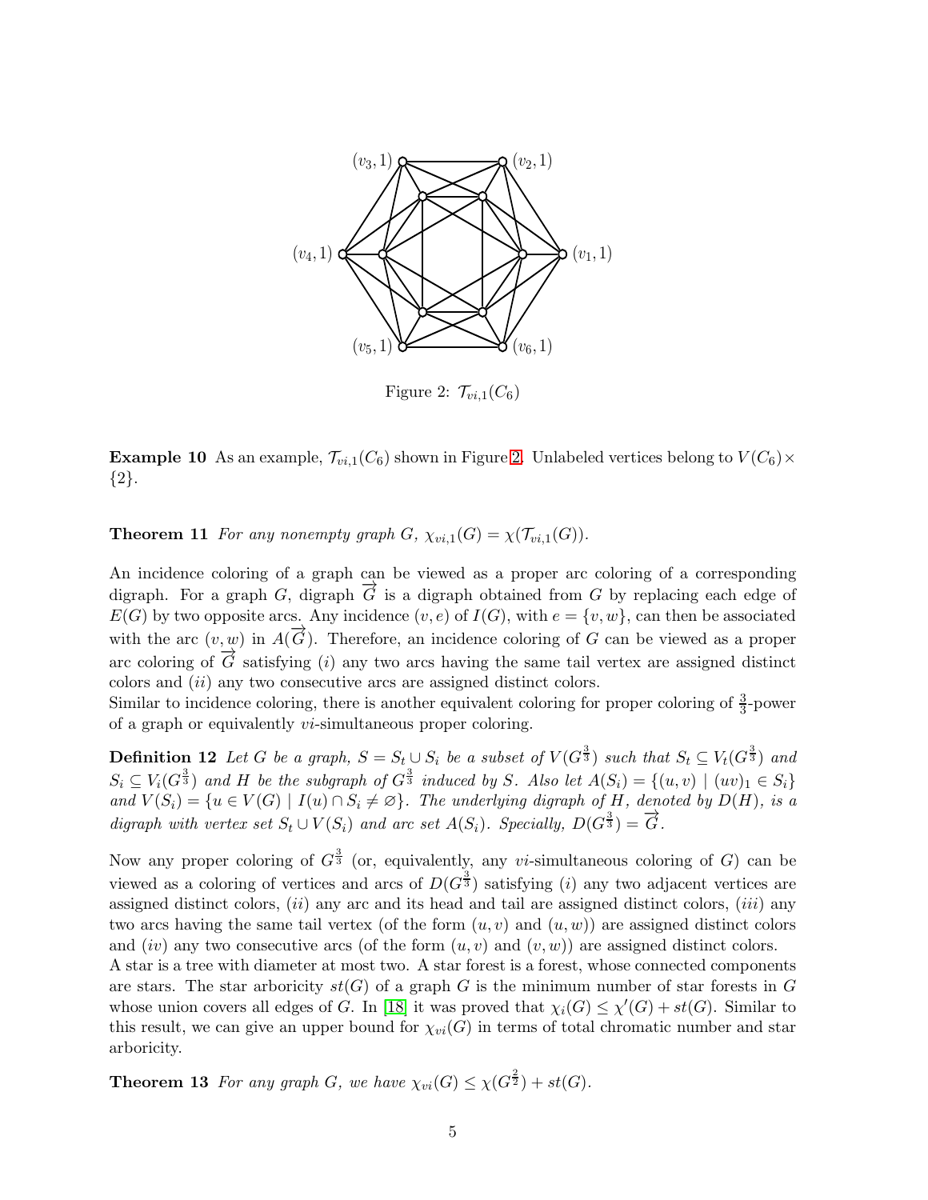Figure 2: $\mathcal{T}_{vi,1}(C_6)$

**Example 10** As an example, $\mathcal{T}_{vi,1}(C_6)$ shown in Figure 2. Unlabeled vertices belong to $V(C_6) \times \{2\}$.

**Theorem 11** *For any nonempty graph $G$, $\chi_{vi,1}(G) = \chi(\mathcal{T}_{vi,1}(G))$.*

An incidence coloring of a graph can be viewed as a proper arc coloring of a corresponding digraph. For a graph $G$, digraph $\overrightarrow{G}$ is a digraph obtained from $G$ by replacing each edge of $E(G)$ by two opposite arcs. Any incidence $(v, e)$ of $I(G)$, with $e = \{v, w\}$, can then be associated with the arc $(v, w)$ in $A(\overrightarrow{G})$. Therefore, an incidence coloring of $G$ can be viewed as a proper arc coloring of $\overrightarrow{G}$ satisfying $(i)$ any two arcs having the same tail vertex are assigned distinct colors and $(ii)$ any two consecutive arcs are assigned distinct colors.
Similar to incidence coloring, there is another equivalent coloring for proper coloring of $\frac{3}{3}$-power of a graph or equivalently $vi$-simultaneous proper coloring.

**Definition 12** *Let $G$ be a graph, $S = S_t \cup S_i$ be a subset of $V(G^{\frac{3}{3}})$ such that $S_t \subseteq V_t(G^{\frac{3}{3}})$ and $S_i \subseteq V_i(G^{\frac{3}{3}})$ and $H$ be the subgraph of $G^{\frac{3}{3}}$ induced by $S$. Also let $A(S_i) = \{(u, v) \mid (uv)_1 \in S_i\}$ and $V(S_i) = \{u \in V(G) \mid I(u) \cap S_i \neq \varnothing\}$. The underlying digraph of $H$, denoted by $D(H)$, is a digraph with vertex set $S_t \cup V(S_i)$ and arc set $A(S_i)$. Specially, $D(G^{\frac{3}{3}}) = \overrightarrow{G}$.*

Now any proper coloring of $G^{\frac{3}{3}}$ (or, equivalently, any $vi$-simultaneous coloring of $G$) can be viewed as a coloring of vertices and arcs of $D(G^{\frac{3}{3}})$ satisfying $(i)$ any two adjacent vertices are assigned distinct colors, $(ii)$ any arc and its head and tail are assigned distinct colors, $(iii)$ any two arcs having the same tail vertex (of the form $(u, v)$ and $(u, w)$) are assigned distinct colors and $(iv)$ any two consecutive arcs (of the form $(u, v)$ and $(v, w)$) are assigned distinct colors.
A star is a tree with diameter at most two. A star forest is a forest, whose connected components are stars. The star arboricity $st(G)$ of a graph $G$ is the minimum number of star forests in $G$ whose union covers all edges of $G$. In [18] it was proved that $\chi_i(G) \leq \chi'(G) + st(G)$. Similar to this result, we can give an upper bound for $\chi_{vi}(G)$ in terms of total chromatic number and star arboricity.

**Theorem 13** *For any graph $G$, we have $\chi_{vi}(G) \leq \chi(G^{\frac{2}{2}}) + st(G)$.*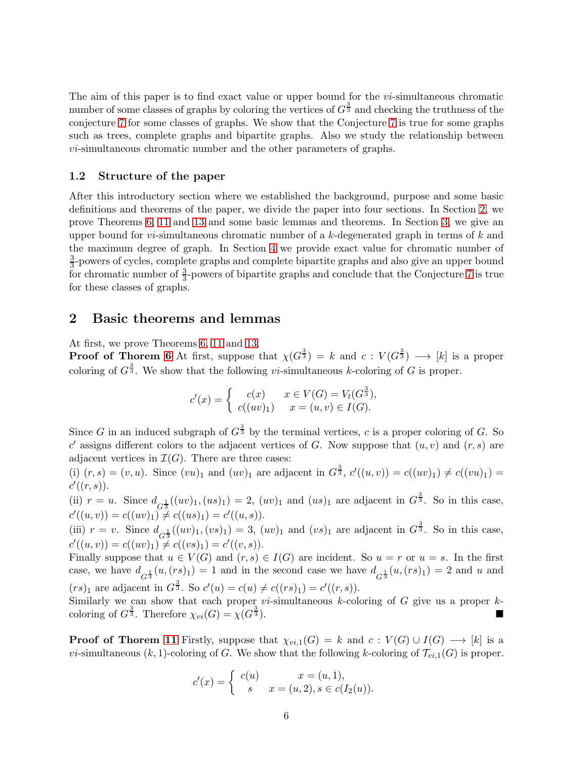The aim of this paper is to find exact value or upper bound for the $vi$-simultaneous chromatic number of some classes of graphs by coloring the vertices of $G^{\frac{3}{3}}$ and checking the truthness of the conjecture 7 for some classes of graphs. We show that the Conjecture 7 is true for some graphs such as trees, complete graphs and bipartite graphs. Also we study the relationship between $vi$-simultaneous chromatic number and the other parameters of graphs.

### 1.2 Structure of the paper

After this introductory section where we established the background, purpose and some basic definitions and theorems of the paper, we divide the paper into four sections. In Section 2, we prove Theorems 6, 11 and 13 and some basic lemmas and theorems. In Section 3, we give an upper bound for $vi$-simultaneous chromatic number of a $k$-degenerated graph in terms of $k$ and the maximum degree of graph. In Section 4 we provide exact value for chromatic number of $\frac{3}{3}$-powers of cycles, complete graphs and complete bipartite graphs and also give an upper bound for chromatic number of $\frac{3}{3}$-powers of bipartite graphs and conclude that the Conjecture 7 is true for these classes of graphs.

## 2 Basic theorems and lemmas

At first, we prove Theorems 6, 11 and 13.

**Proof of Thorem 6** At first, suppose that $\chi(G^{\frac{3}{3}}) = k$ and $c : V(G^{\frac{3}{3}}) \longrightarrow [k]$ is a proper coloring of $G^{\frac{3}{3}}$. We show that the following $vi$-simultaneous $k$-coloring of $G$ is proper.

$$c'(x) = \begin{cases} c(x) & x \in V(G) = V_t(G^{\frac{3}{3}}), \\ c((uv)_1) & x = (u, v) \in I(G). \end{cases}$$

Since $G$ in an induced subgraph of $G^{\frac{3}{3}}$ by the terminal vertices, $c$ is a proper coloring of $G$. So $c'$ assigns different colors to the adjacent vertices of $G$. Now suppose that $(u, v)$ and $(r, s)$ are adjacent vertices in $\mathcal{I}(G)$. There are three cases:

(i) $(r, s) = (v, u)$. Since $(vu)_1$ and $(uv)_1$ are adjacent in $G^{\frac{3}{3}}$, $c'((u, v)) = c((uv)_1) \neq c((vu)_1) = c'((r, s))$.

(ii) $r = u$. Since $d_{G^{\frac{1}{3}}}((uv)_1, (us)_1) = 2$, $(uv)_1$ and $(us)_1$ are adjacent in $G^{\frac{3}{3}}$. So in this case, $c'((u, v)) = c((uv)_1) \neq c((us)_1) = c'((u, s))$.

(iii) $r = v$. Since $d_{G^{\frac{1}{3}}}((uv)_1, (vs)_1) = 3$, $(uv)_1$ and $(vs)_1$ are adjacent in $G^{\frac{3}{3}}$. So in this case, $c'((u, v)) = c((uv)_1) \neq c((vs)_1) = c'((v, s))$.

Finally suppose that $u \in V(G)$ and $(r, s) \in I(G)$ are incident. So $u = r$ or $u = s$. In the first case, we have $d_{G^{\frac{1}{3}}}(u, (rs)_1) = 1$ and in the second case we have $d_{G^{\frac{1}{3}}}(u, (rs)_1) = 2$ and $u$ and $(rs)_1$ are adjacent in $G^{\frac{3}{3}}$. So $c'(u) = c(u) \neq c((rs)_1) = c'((r, s))$.

Similarly we can show that each proper $vi$-simultaneous $k$-coloring of $G$ give us a proper $k$-coloring of $G^{\frac{3}{3}}$. Therefore $\chi_{vi}(G) = \chi(G^{\frac{3}{3}})$. ■

**Proof of Thorem 11** Firstly, suppose that $\chi_{vi,1}(G) = k$ and $c : V(G) \cup I(G) \longrightarrow [k]$ is a $vi$-simultaneous $(k, 1)$-coloring of $G$. We show that the following $k$-coloring of $\mathcal{T}_{vi,1}(G)$ is proper.

$$c'(x) = \begin{cases} c(u) & x = (u, 1), \\ s & x = (u, 2), s \in c(I_2(u)). \end{cases}$$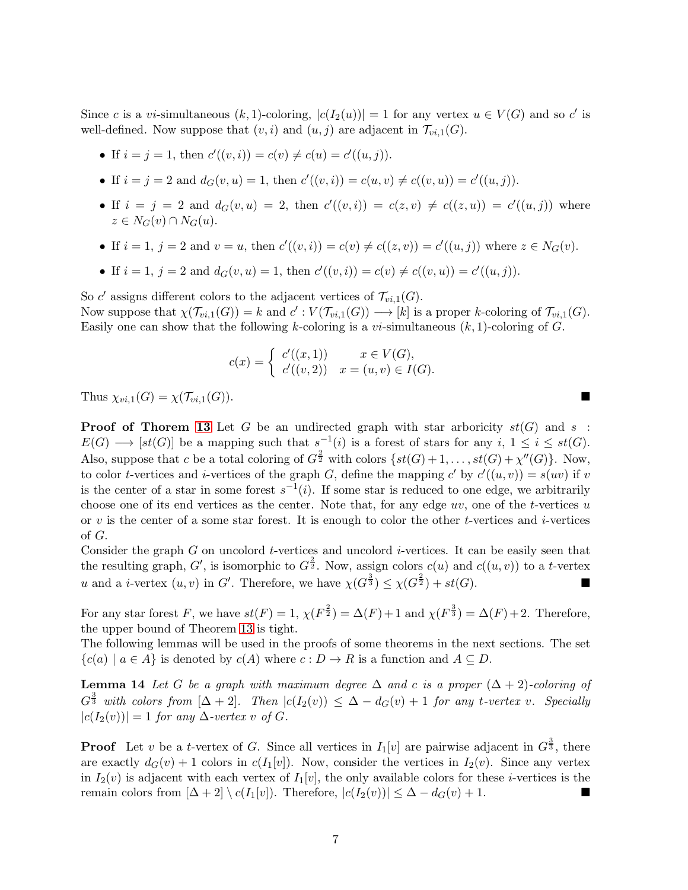Since $c$ is a $vi$-simultaneous $(k,1)$-coloring, $|c(I_2(u))| = 1$ for any vertex $u \in V(G)$ and so $c'$ is well-defined. Now suppose that $(v,i)$ and $(u,j)$ are adjacent in $\mathcal{T}_{vi,1}(G)$.

- If $i = j = 1$, then $c'((v,i)) = c(v) \neq c(u) = c'((u,j))$.
- If $i = j = 2$ and $d_G(v,u) = 1$, then $c'((v,i)) = c(u,v) \neq c((v,u)) = c'((u,j))$.
- If $i = j = 2$ and $d_G(v,u) = 2$, then $c'((v,i)) = c(z,v) \neq c((z,u)) = c'((u,j))$ where $z \in N_G(v) \cap N_G(u)$.
- If $i = 1$, $j = 2$ and $v = u$, then $c'((v,i)) = c(v) \neq c((z,v)) = c'((u,j))$ where $z \in N_G(v)$.
- If $i = 1$, $j = 2$ and $d_G(v,u) = 1$, then $c'((v,i)) = c(v) \neq c((v,u)) = c'((u,j))$.

So $c'$ assigns different colors to the adjacent vertices of $\mathcal{T}_{vi,1}(G)$.
Now suppose that $\chi(\mathcal{T}_{vi,1}(G)) = k$ and $c' : V(\mathcal{T}_{vi,1}(G)) \longrightarrow [k]$ is a proper $k$-coloring of $\mathcal{T}_{vi,1}(G)$. Easily one can show that the following $k$-coloring is a $vi$-simultaneous $(k,1)$-coloring of $G$.

$$c(x) = \begin{cases} c'((x,1)) & x \in V(G), \\ c'((v,2)) & x = (u,v) \in I(G). \end{cases}$$

Thus $\chi_{vi,1}(G) = \chi(\mathcal{T}_{vi,1}(G))$. ∎

**Proof of Thorem 13** Let $G$ be an undirected graph with star arboricity $st(G)$ and $s : E(G) \longrightarrow [st(G)]$ be a mapping such that $s^{-1}(i)$ is a forest of stars for any $i$, $1 \leq i \leq st(G)$. Also, suppose that $c$ be a total coloring of $G^{\frac{2}{2}}$ with colors $\{st(G)+1, \ldots, st(G)+\chi''(G)\}$. Now, to color $t$-vertices and $i$-vertices of the graph $G$, define the mapping $c'$ by $c'((u,v)) = s(uv)$ if $v$ is the center of a star in some forest $s^{-1}(i)$. If some star is reduced to one edge, we arbitrarily choose one of its end vertices as the center. Note that, for any edge $uv$, one of the $t$-vertices $u$ or $v$ is the center of a some star forest. It is enough to color the other $t$-vertices and $i$-vertices of $G$.
Consider the graph $G$ on uncolord $t$-vertices and uncolord $i$-vertices. It can be easily seen that the resulting graph, $G'$, is isomorphic to $G^{\frac{2}{2}}$. Now, assign colors $c(u)$ and $c((u,v))$ to a $t$-vertex $u$ and a $i$-vertex $(u,v)$ in $G'$. Therefore, we have $\chi(G^{\frac{3}{3}}) \leq \chi(G^{\frac{2}{2}}) + st(G)$. ∎

For any star forest $F$, we have $st(F) = 1$, $\chi(F^{\frac{2}{2}}) = \Delta(F)+1$ and $\chi(F^{\frac{3}{3}}) = \Delta(F)+2$. Therefore, the upper bound of Theorem 13 is tight.
The following lemmas will be used in the proofs of some theorems in the next sections. The set $\{c(a) \mid a \in A\}$ is denoted by $c(A)$ where $c : D \to R$ is a function and $A \subseteq D$.

**Lemma 14** *Let $G$ be a graph with maximum degree $\Delta$ and $c$ is a proper $(\Delta+2)$-coloring of $G^{\frac{3}{3}}$ with colors from $[\Delta+2]$. Then $|c(I_2(v)) \leq \Delta - d_G(v) + 1$ for any $t$-vertex $v$. Specially $|c(I_2(v))| = 1$ for any $\Delta$-vertex $v$ of $G$.*

**Proof** Let $v$ be a $t$-vertex of $G$. Since all vertices in $I_1[v]$ are pairwise adjacent in $G^{\frac{3}{3}}$, there are exactly $d_G(v)+1$ colors in $c(I_1[v])$. Now, consider the vertices in $I_2(v)$. Since any vertex in $I_2(v)$ is adjacent with each vertex of $I_1[v]$, the only available colors for these $i$-vertices is the remain colors from $[\Delta+2] \setminus c(I_1[v])$. Therefore, $|c(I_2(v))| \leq \Delta - d_G(v) + 1$. ∎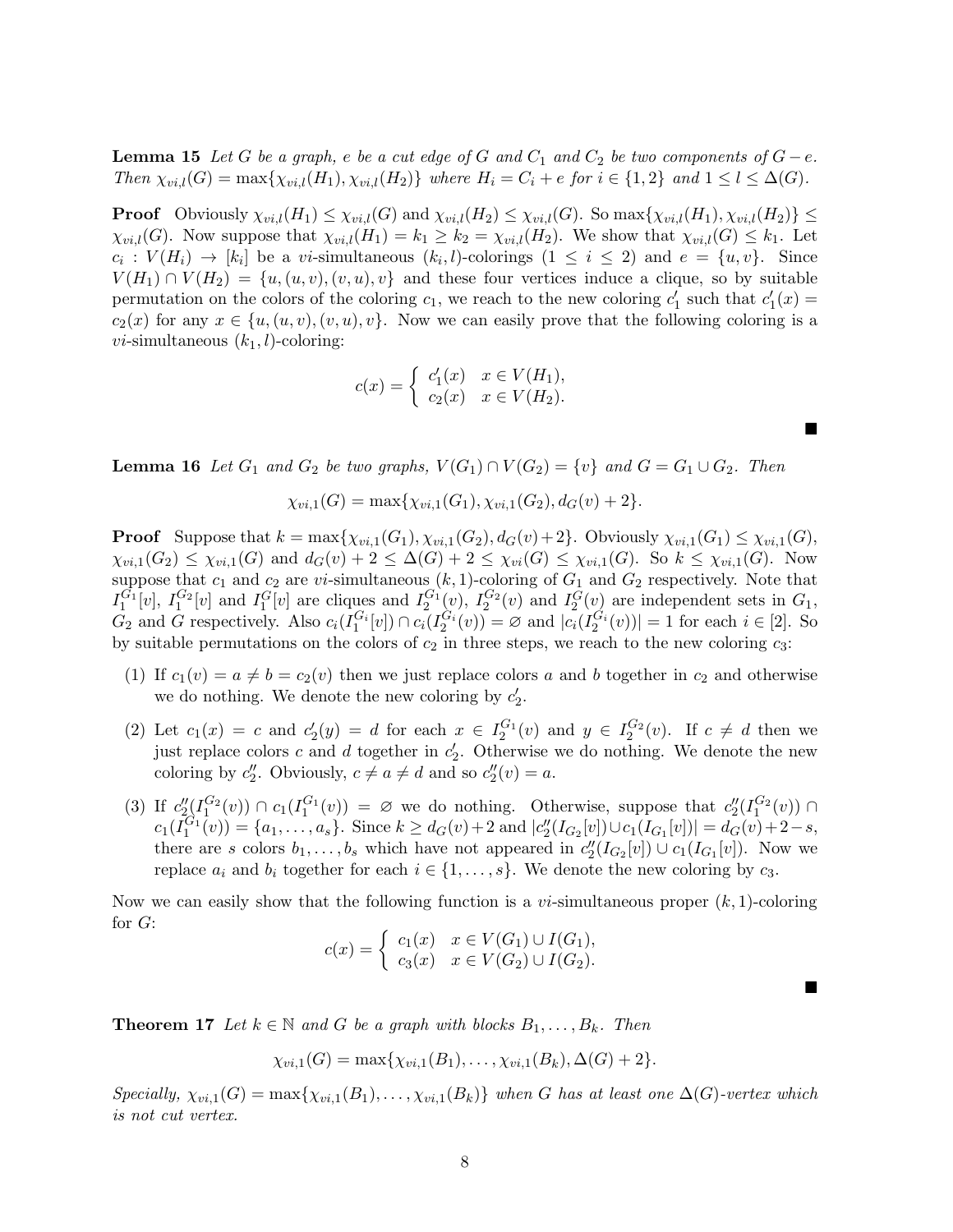**Lemma 15** *Let $G$ be a graph, $e$ be a cut edge of $G$ and $C_1$ and $C_2$ be two components of $G-e$. Then $\chi_{vi,l}(G)=\max\{\chi_{vi,l}(H_1),\chi_{vi,l}(H_2)\}$ where $H_i=C_i+e$ for $i\in\{1,2\}$ and $1\leq l\leq \Delta(G)$.*

**Proof** Obviously $\chi_{vi,l}(H_1)\leq\chi_{vi,l}(G)$ and $\chi_{vi,l}(H_2)\leq\chi_{vi,l}(G)$. So $\max\{\chi_{vi,l}(H_1),\chi_{vi,l}(H_2)\}\leq\chi_{vi,l}(G)$. Now suppose that $\chi_{vi,l}(H_1)=k_1\geq k_2=\chi_{vi,l}(H_2)$. We show that $\chi_{vi,l}(G)\leq k_1$. Let $c_i:V(H_i)\rightarrow[k_i]$ be a $vi$-simultaneous $(k_i,l)$-colorings $(1\leq i\leq 2)$ and $e=\{u,v\}$. Since $V(H_1)\cap V(H_2)=\{u,(u,v),(v,u),v\}$ and these four vertices induce a clique, so by suitable permutation on the colors of the coloring $c_1$, we reach to the new coloring $c'_1$ such that $c'_1(x)=c_2(x)$ for any $x\in\{u,(u,v),(v,u),v\}$. Now we can easily prove that the following coloring is a $vi$-simultaneous $(k_1,l)$-coloring:

$$c(x)=\left\{\begin{array}{ll} c'_1(x) & x\in V(H_1),\\ c_2(x) & x\in V(H_2).\end{array}\right.$$

■

**Lemma 16** *Let $G_1$ and $G_2$ be two graphs, $V(G_1)\cap V(G_2)=\{v\}$ and $G=G_1\cup G_2$. Then*

$$\chi_{vi,1}(G)=\max\{\chi_{vi,1}(G_1),\chi_{vi,1}(G_2),d_G(v)+2\}.$$

**Proof** Suppose that $k=\max\{\chi_{vi,1}(G_1),\chi_{vi,1}(G_2),d_G(v)+2\}$. Obviously $\chi_{vi,1}(G_1)\leq\chi_{vi,1}(G)$, $\chi_{vi,1}(G_2)\leq\chi_{vi,1}(G)$ and $d_G(v)+2\leq\Delta(G)+2\leq\chi_{vi}(G)\leq\chi_{vi,1}(G)$. So $k\leq\chi_{vi,1}(G)$. Now suppose that $c_1$ and $c_2$ are $vi$-simultaneous $(k,1)$-coloring of $G_1$ and $G_2$ respectively. Note that $I_1^{G_1}[v]$, $I_1^{G_2}[v]$ and $I_1^{G}[v]$ are cliques and $I_2^{G_1}(v)$, $I_2^{G_2}(v)$ and $I_2^{G}(v)$ are independent sets in $G_1$, $G_2$ and $G$ respectively. Also $c_i(I_1^{G_i}[v])\cap c_i(I_2^{G_i}(v))=\varnothing$ and $|c_i(I_2^{G_i}(v))|=1$ for each $i\in[2]$. So by suitable permutations on the colors of $c_2$ in three steps, we reach to the new coloring $c_3$:

(1) If $c_1(v)=a\neq b=c_2(v)$ then we just replace colors $a$ and $b$ together in $c_2$ and otherwise we do nothing. We denote the new coloring by $c'_2$.

(2) Let $c_1(x)=c$ and $c'_2(y)=d$ for each $x\in I_2^{G_1}(v)$ and $y\in I_2^{G_2}(v)$. If $c\neq d$ then we just replace colors $c$ and $d$ together in $c'_2$. Otherwise we do nothing. We denote the new coloring by $c''_2$. Obviously, $c\neq a\neq d$ and so $c''_2(v)=a$.

(3) If $c''_2(I_1^{G_2}(v))\cap c_1(I_1^{G_1}(v))=\varnothing$ we do nothing. Otherwise, suppose that $c''_2(I_1^{G_2}(v))\cap c_1(I_1^{G_1}(v))=\{a_1,\ldots,a_s\}$. Since $k\geq d_G(v)+2$ and $|c''_2(I_{G_2}[v])\cup c_1(I_{G_1}[v])|=d_G(v)+2-s$, there are $s$ colors $b_1,\ldots,b_s$ which have not appeared in $c''_2(I_{G_2}[v])\cup c_1(I_{G_1}[v])$. Now we replace $a_i$ and $b_i$ together for each $i\in\{1,\ldots,s\}$. We denote the new coloring by $c_3$.

Now we can easily show that the following function is a $vi$-simultaneous proper $(k,1)$-coloring for $G$:

$$c(x)=\left\{\begin{array}{ll} c_1(x) & x\in V(G_1)\cup I(G_1),\\ c_3(x) & x\in V(G_2)\cup I(G_2).\end{array}\right.$$

■

**Theorem 17** *Let $k\in\mathbb{N}$ and $G$ be a graph with blocks $B_1,\ldots,B_k$. Then*

$$\chi_{vi,1}(G)=\max\{\chi_{vi,1}(B_1),\ldots,\chi_{vi,1}(B_k),\Delta(G)+2\}.$$

*Specially, $\chi_{vi,1}(G)=\max\{\chi_{vi,1}(B_1),\ldots,\chi_{vi,1}(B_k)\}$ when $G$ has at least one $\Delta(G)$-vertex which is not cut vertex.*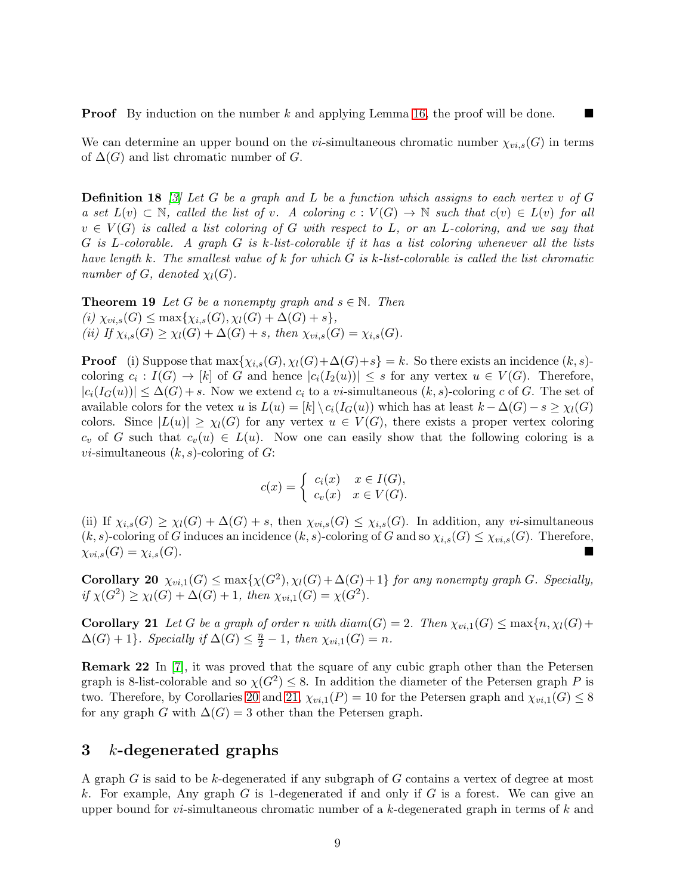**Proof** By induction on the number $k$ and applying Lemma 16, the proof will be done. ∎

We can determine an upper bound on the $vi$-simultaneous chromatic number $\chi_{vi,s}(G)$ in terms of $\Delta(G)$ and list chromatic number of $G$.

**Definition 18** *[3] Let $G$ be a graph and $L$ be a function which assigns to each vertex $v$ of $G$ a set $L(v) \subset \mathbb{N}$, called the list of $v$. A coloring $c : V(G) \to \mathbb{N}$ such that $c(v) \in L(v)$ for all $v \in V(G)$ is called a list coloring of $G$ with respect to $L$, or an $L$-coloring, and we say that $G$ is $L$-colorable. A graph $G$ is $k$-list-colorable if it has a list coloring whenever all the lists have length $k$. The smallest value of $k$ for which $G$ is $k$-list-colorable is called the list chromatic number of $G$, denoted $\chi_l(G)$.*

**Theorem 19** *Let $G$ be a nonempty graph and $s \in \mathbb{N}$. Then*
*(i) $\chi_{vi,s}(G) \leq \max\{\chi_{i,s}(G), \chi_l(G) + \Delta(G) + s\}$,*
*(ii) If $\chi_{i,s}(G) \geq \chi_l(G) + \Delta(G) + s$, then $\chi_{vi,s}(G) = \chi_{i,s}(G)$.*

**Proof** (i) Suppose that $\max\{\chi_{i,s}(G), \chi_l(G)+\Delta(G)+s\} = k$. So there exists an incidence $(k, s)$-coloring $c_i : I(G) \to [k]$ of $G$ and hence $|c_i(I_2(u))| \leq s$ for any vertex $u \in V(G)$. Therefore, $|c_i(I_G(u))| \leq \Delta(G) + s$. Now we extend $c_i$ to a $vi$-simultaneous $(k, s)$-coloring $c$ of $G$. The set of available colors for the vetex $u$ is $L(u) = [k] \setminus c_i(I_G(u))$ which has at least $k - \Delta(G) - s \geq \chi_l(G)$ colors. Since $|L(u)| \geq \chi_l(G)$ for any vertex $u \in V(G)$, there exists a proper vertex coloring $c_v$ of $G$ such that $c_v(u) \in L(u)$. Now one can easily show that the following coloring is a $vi$-simultaneous $(k, s)$-coloring of $G$:

$$c(x) = \begin{cases} c_i(x) & x \in I(G), \\ c_v(x) & x \in V(G). \end{cases}$$

(ii) If $\chi_{i,s}(G) \geq \chi_l(G) + \Delta(G) + s$, then $\chi_{vi,s}(G) \leq \chi_{i,s}(G)$. In addition, any $vi$-simultaneous $(k, s)$-coloring of $G$ induces an incidence $(k, s)$-coloring of $G$ and so $\chi_{i,s}(G) \leq \chi_{vi,s}(G)$. Therefore, $\chi_{vi,s}(G) = \chi_{i,s}(G)$. ∎

**Corollary 20** *$\chi_{vi,1}(G) \leq \max\{\chi(G^2), \chi_l(G)+\Delta(G)+1\}$ for any nonempty graph $G$. Specially, if $\chi(G^2) \geq \chi_l(G) + \Delta(G) + 1$, then $\chi_{vi,1}(G) = \chi(G^2)$.*

**Corollary 21** *Let $G$ be a graph of order $n$ with $diam(G) = 2$. Then $\chi_{vi,1}(G) \leq \max\{n, \chi_l(G)+\Delta(G) + 1\}$. Specially if $\Delta(G) \leq \frac{n}{2} - 1$, then $\chi_{vi,1}(G) = n$.*

**Remark 22** In [7], it was proved that the square of any cubic graph other than the Petersen graph is 8-list-colorable and so $\chi(G^2) \leq 8$. In addition the diameter of the Petersen graph $P$ is two. Therefore, by Corollaries 20 and 21, $\chi_{vi,1}(P) = 10$ for the Petersen graph and $\chi_{vi,1}(G) \leq 8$ for any graph $G$ with $\Delta(G) = 3$ other than the Petersen graph.

## 3 $k$-degenerated graphs

A graph $G$ is said to be $k$-degenerated if any subgraph of $G$ contains a vertex of degree at most $k$. For example, Any graph $G$ is 1-degenerated if and only if $G$ is a forest. We can give an upper bound for $vi$-simultaneous chromatic number of a $k$-degenerated graph in terms of $k$ and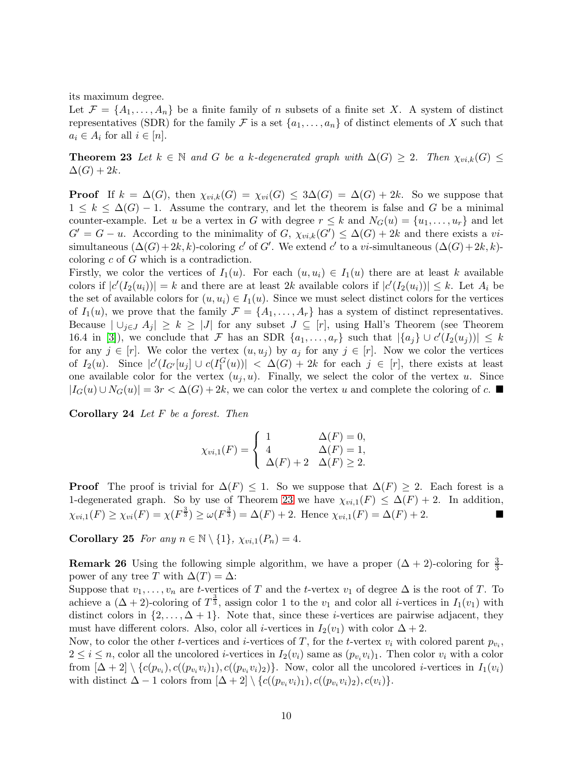its maximum degree.

Let $\mathcal{F} = \{A_1, \ldots, A_n\}$ be a finite family of $n$ subsets of a finite set $X$. A system of distinct representatives (SDR) for the family $\mathcal{F}$ is a set $\{a_1, \ldots, a_n\}$ of distinct elements of $X$ such that $a_i \in A_i$ for all $i \in [n]$.

**Theorem 23** *Let $k \in \mathbb{N}$ and $G$ be a $k$-degenerated graph with $\Delta(G) \geq 2$. Then $\chi_{vi,k}(G) \leq \Delta(G) + 2k$.*

**Proof** If $k = \Delta(G)$, then $\chi_{vi,k}(G) = \chi_{vi}(G) \leq 3\Delta(G) = \Delta(G) + 2k$. So we suppose that $1 \leq k \leq \Delta(G) - 1$. Assume the contrary, and let the theorem is false and $G$ be a minimal counter-example. Let $u$ be a vertex in $G$ with degree $r \leq k$ and $N_G(u) = \{u_1, \ldots, u_r\}$ and let $G' = G - u$. According to the minimality of $G$, $\chi_{vi,k}(G') \leq \Delta(G) + 2k$ and there exists a $vi$-simultaneous $(\Delta(G)+2k, k)$-coloring $c'$ of $G'$. We extend $c'$ to a $vi$-simultaneous $(\Delta(G)+2k, k)$-coloring $c$ of $G$ which is a contradiction.

Firstly, we color the vertices of $I_1(u)$. For each $(u, u_i) \in I_1(u)$ there are at least $k$ available colors if $|c'(I_2(u_i))| = k$ and there are at least $2k$ available colors if $|c'(I_2(u_i))| \leq k$. Let $A_i$ be the set of available colors for $(u, u_i) \in I_1(u)$. Since we must select distinct colors for the vertices of $I_1(u)$, we prove that the family $\mathcal{F} = \{A_1, \ldots, A_r\}$ has a system of distinct representatives. Because $|\cup_{j\in J} A_j| \geq k \geq |J|$ for any subset $J \subseteq [r]$, using Hall's Theorem (see Theorem 16.4 in [3]), we conclude that $\mathcal{F}$ has an SDR $\{a_1, \ldots, a_r\}$ such that $|\{a_j\} \cup c'(I_2(u_j))| \leq k$ for any $j \in [r]$. We color the vertex $(u, u_j)$ by $a_j$ for any $j \in [r]$. Now we color the vertices of $I_2(u)$. Since $|c'(I_{G'}[u_j] \cup c(I_1^G(u))| < \Delta(G) + 2k$ for each $j \in [r]$, there exists at least one available color for the vertex $(u_j, u)$. Finally, we select the color of the vertex $u$. Since $|I_G(u) \cup N_G(u)| = 3r < \Delta(G) + 2k$, we can color the vertex $u$ and complete the coloring of $c$. ■

**Corollary 24** *Let $F$ be a forest. Then*

$$\chi_{vi,1}(F) = \begin{cases} 1 & \Delta(F) = 0, \\ 4 & \Delta(F) = 1, \\ \Delta(F) + 2 & \Delta(F) \geq 2. \end{cases}$$

**Proof** The proof is trivial for $\Delta(F) \leq 1$. So we suppose that $\Delta(F) \geq 2$. Each forest is a 1-degenerated graph. So by use of Theorem 23 we have $\chi_{vi,1}(F) \leq \Delta(F) + 2$. In addition, $\chi_{vi,1}(F) \geq \chi_{vi}(F) = \chi(F^{\frac{3}{3}}) \geq \omega(F^{\frac{3}{3}}) = \Delta(F) + 2$. Hence $\chi_{vi,1}(F) = \Delta(F) + 2$. ■

**Corollary 25** *For any $n \in \mathbb{N} \setminus \{1\}$, $\chi_{vi,1}(P_n) = 4$.*

**Remark 26** Using the following simple algorithm, we have a proper $(\Delta + 2)$-coloring for $\frac{3}{3}$-power of any tree $T$ with $\Delta(T) = \Delta$:

Suppose that $v_1, \ldots, v_n$ are $t$-vertices of $T$ and the $t$-vertex $v_1$ of degree $\Delta$ is the root of $T$. To achieve a $(\Delta + 2)$-coloring of $T^{\frac{3}{3}}$, assign color 1 to the $v_1$ and color all $i$-vertices in $I_1(v_1)$ with distinct colors in $\{2, \ldots, \Delta + 1\}$. Note that, since these $i$-vertices are pairwise adjacent, they must have different colors. Also, color all $i$-vertices in $I_2(v_1)$ with color $\Delta + 2$.

Now, to color the other $t$-vertices and $i$-vertices of $T$, for the $t$-vertex $v_i$ with colored parent $p_{v_i}$, $2 \leq i \leq n$, color all the uncolored $i$-vertices in $I_2(v_i)$ same as $(p_{v_i}v_i)_1$. Then color $v_i$ with a color from $[\Delta + 2] \setminus \{c(p_{v_i}), c((p_{v_i}v_i)_1), c((p_{v_i}v_i)_2)\}$. Now, color all the uncolored $i$-vertices in $I_1(v_i)$ with distinct $\Delta - 1$ colors from $[\Delta + 2] \setminus \{c((p_{v_i}v_i)_1), c((p_{v_i}v_i)_2), c(v_i)\}$.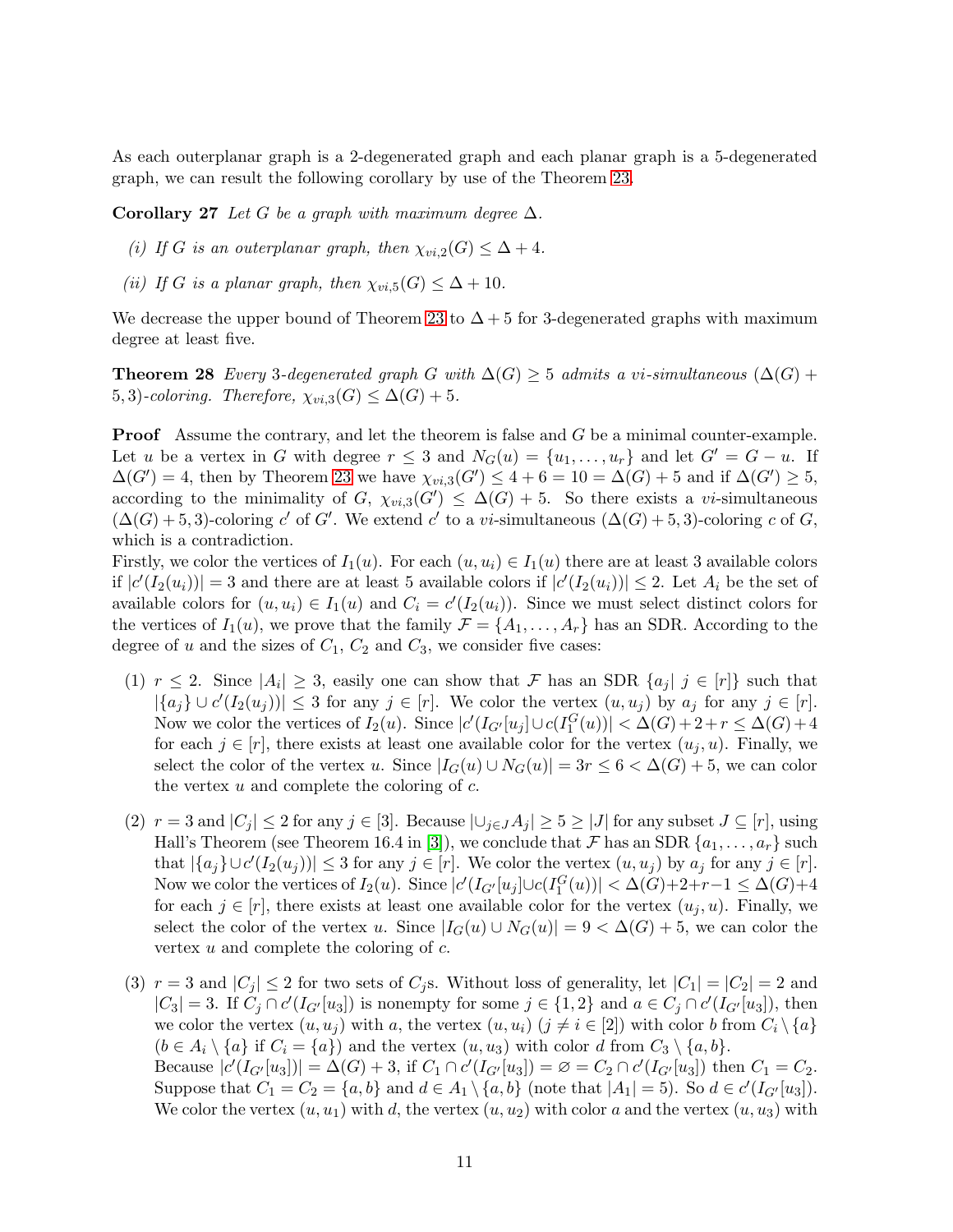As each outerplanar graph is a 2-degenerated graph and each planar graph is a 5-degenerated graph, we can result the following corollary by use of the Theorem 23.

**Corollary 27** *Let $G$ be a graph with maximum degree $\Delta$.*

*(i) If $G$ is an outerplanar graph, then $\chi_{vi,2}(G) \leq \Delta + 4$.*

*(ii) If $G$ is a planar graph, then $\chi_{vi,5}(G) \leq \Delta + 10$.*

We decrease the upper bound of Theorem 23 to $\Delta + 5$ for 3-degenerated graphs with maximum degree at least five.

**Theorem 28** *Every 3-degenerated graph $G$ with $\Delta(G) \geq 5$ admits a vi-simultaneous $(\Delta(G) + 5, 3)$-coloring. Therefore, $\chi_{vi,3}(G) \leq \Delta(G) + 5$.*

**Proof** Assume the contrary, and let the theorem is false and $G$ be a minimal counter-example. Let $u$ be a vertex in $G$ with degree $r \leq 3$ and $N_G(u) = \{u_1, \ldots, u_r\}$ and let $G' = G - u$. If $\Delta(G') = 4$, then by Theorem 23 we have $\chi_{vi,3}(G') \leq 4 + 6 = 10 = \Delta(G) + 5$ and if $\Delta(G') \geq 5$, according to the minimality of $G$, $\chi_{vi,3}(G') \leq \Delta(G) + 5$. So there exists a *vi*-simultaneous $(\Delta(G) + 5, 3)$-coloring $c'$ of $G'$. We extend $c'$ to a *vi*-simultaneous $(\Delta(G) + 5, 3)$-coloring $c$ of $G$, which is a contradiction.

Firstly, we color the vertices of $I_1(u)$. For each $(u, u_i) \in I_1(u)$ there are at least 3 available colors if $|c'(I_2(u_i))| = 3$ and there are at least 5 available colors if $|c'(I_2(u_i))| \leq 2$. Let $A_i$ be the set of available colors for $(u, u_i) \in I_1(u)$ and $C_i = c'(I_2(u_i))$. Since we must select distinct colors for the vertices of $I_1(u)$, we prove that the family $\mathcal{F} = \{A_1, \ldots, A_r\}$ has an SDR. According to the degree of $u$ and the sizes of $C_1$, $C_2$ and $C_3$, we consider five cases:

(1) $r \leq 2$. Since $|A_i| \geq 3$, easily one can show that $\mathcal{F}$ has an SDR $\{a_j | \ j \in [r]\}$ such that $|\{a_j\} \cup c'(I_2(u_j))| \leq 3$ for any $j \in [r]$. We color the vertex $(u, u_j)$ by $a_j$ for any $j \in [r]$. Now we color the vertices of $I_2(u)$. Since $|c'(I_{G'}[u_j] \cup c(I_1^G(u))| < \Delta(G) + 2 + r \leq \Delta(G) + 4$ for each $j \in [r]$, there exists at least one available color for the vertex $(u_j, u)$. Finally, we select the color of the vertex $u$. Since $|I_G(u) \cup N_G(u)| = 3r \leq 6 < \Delta(G) + 5$, we can color the vertex $u$ and complete the coloring of $c$.

(2) $r = 3$ and $|C_j| \leq 2$ for any $j \in [3]$. Because $|\cup_{j\in J} A_j| \geq 5 \geq |J|$ for any subset $J \subseteq [r]$, using Hall's Theorem (see Theorem 16.4 in [3]), we conclude that $\mathcal{F}$ has an SDR $\{a_1, \ldots, a_r\}$ such that $|\{a_j\} \cup c'(I_2(u_j))| \leq 3$ for any $j \in [r]$. We color the vertex $(u, u_j)$ by $a_j$ for any $j \in [r]$. Now we color the vertices of $I_2(u)$. Since $|c'(I_{G'}[u_j] \cup c(I_1^G(u))| < \Delta(G) + 2 + r - 1 \leq \Delta(G) + 4$ for each $j \in [r]$, there exists at least one available color for the vertex $(u_j, u)$. Finally, we select the color of the vertex $u$. Since $|I_G(u) \cup N_G(u)| = 9 < \Delta(G) + 5$, we can color the vertex $u$ and complete the coloring of $c$.

(3) $r = 3$ and $|C_j| \leq 2$ for two sets of $C_j$s. Without loss of generality, let $|C_1| = |C_2| = 2$ and $|C_3| = 3$. If $C_j \cap c'(I_{G'}[u_3])$ is nonempty for some $j \in \{1, 2\}$ and $a \in C_j \cap c'(I_{G'}[u_3])$, then we color the vertex $(u, u_j)$ with $a$, the vertex $(u, u_i)$ ($j \neq i \in [2]$) with color $b$ from $C_i \setminus \{a\}$ ($b \in A_i \setminus \{a\}$ if $C_i = \{a\}$) and the vertex $(u, u_3)$ with color $d$ from $C_3 \setminus \{a, b\}$.
Because $|c'(I_{G'}[u_3])| = \Delta(G) + 3$, if $C_1 \cap c'(I_{G'}[u_3]) = \varnothing = C_2 \cap c'(I_{G'}[u_3])$ then $C_1 = C_2$. Suppose that $C_1 = C_2 = \{a, b\}$ and $d \in A_1 \setminus \{a, b\}$ (note that $|A_1| = 5$). So $d \in c'(I_{G'}[u_3])$. We color the vertex $(u, u_1)$ with $d$, the vertex $(u, u_2)$ with color $a$ and the vertex $(u, u_3)$ with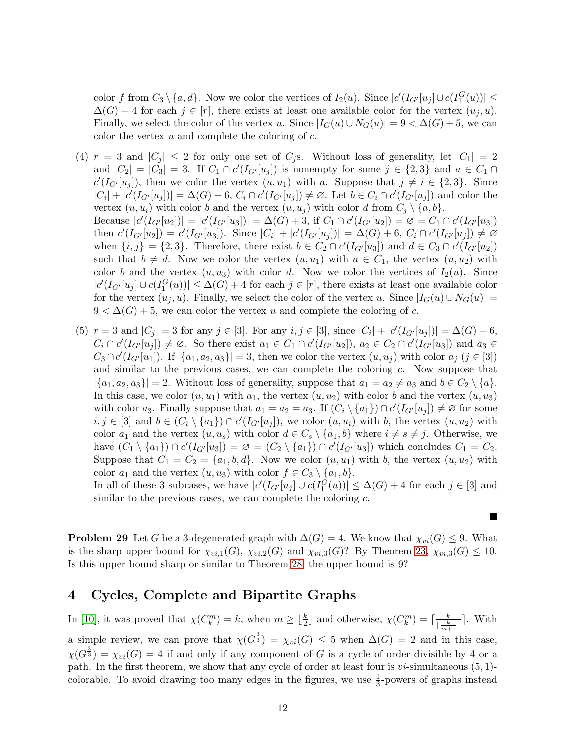color $f$ from $C_3 \setminus \{a, d\}$. Now we color the vertices of $I_2(u)$. Since $|c'(I_{G'}[u_j] \cup c(I_1^G(u))| \leq \Delta(G) + 4$ for each $j \in [r]$, there exists at least one available color for the vertex $(u_j, u)$. Finally, we select the color of the vertex $u$. Since $|I_G(u) \cup N_G(u)| = 9 < \Delta(G) + 5$, we can color the vertex $u$ and complete the coloring of $c$.

(4) $r = 3$ and $|C_j| \leq 2$ for only one set of $C_j$s. Without loss of generality, let $|C_1| = 2$ and $|C_2| = |C_3| = 3$. If $C_1 \cap c'(I_{G'}[u_j])$ is nonempty for some $j \in \{2, 3\}$ and $a \in C_1 \cap c'(I_{G'}[u_j])$, then we color the vertex $(u, u_1)$ with $a$. Suppose that $j \neq i \in \{2, 3\}$. Since $|C_i| + |c'(I_{G'}[u_j])| = \Delta(G) + 6$, $C_i \cap c'(I_{G'}[u_j]) \neq \varnothing$. Let $b \in C_i \cap c'(I_{G'}[u_j])$ and color the vertex $(u, u_i)$ with color $b$ and the vertex $(u, u_j)$ with color $d$ from $C_j \setminus \{a, b\}$.
Because $|c'(I_{G'}[u_2])| = |c'(I_{G'}[u_3])| = \Delta(G) + 3$, if $C_1 \cap c'(I_{G'}[u_2]) = \varnothing = C_1 \cap c'(I_{G'}[u_3])$ then $c'(I_{G'}[u_2]) = c'(I_{G'}[u_3])$. Since $|C_i| + |c'(I_{G'}[u_j])| = \Delta(G) + 6$, $C_i \cap c'(I_{G'}[u_j]) \neq \varnothing$ when $\{i, j\} = \{2, 3\}$. Therefore, there exist $b \in C_2 \cap c'(I_{G'}[u_3])$ and $d \in C_3 \cap c'(I_{G'}[u_2])$ such that $b \neq d$. Now we color the vertex $(u, u_1)$ with $a \in C_1$, the vertex $(u, u_2)$ with color $b$ and the vertex $(u, u_3)$ with color $d$. Now we color the vertices of $I_2(u)$. Since $|c'(I_{G'}[u_j] \cup c(I_1^G(u))| \leq \Delta(G) + 4$ for each $j \in [r]$, there exists at least one available color for the vertex $(u_j, u)$. Finally, we select the color of the vertex $u$. Since $|I_G(u) \cup N_G(u)| = 9 < \Delta(G) + 5$, we can color the vertex $u$ and complete the coloring of $c$.

(5) $r = 3$ and $|C_j| = 3$ for any $j \in [3]$. For any $i, j \in [3]$, since $|C_i| + |c'(I_{G'}[u_j])| = \Delta(G) + 6$, $C_i \cap c'(I_{G'}[u_j]) \neq \varnothing$. So there exist $a_1 \in C_1 \cap c'(I_{G'}[u_2])$, $a_2 \in C_2 \cap c'(I_{G'}[u_3])$ and $a_3 \in C_3 \cap c'(I_{G'}[u_1])$. If $|\{a_1, a_2, a_3\}| = 3$, then we color the vertex $(u, u_j)$ with color $a_j$ ($j \in [3]$) and similar to the previous cases, we can complete the coloring $c$. Now suppose that $|\{a_1, a_2, a_3\}| = 2$. Without loss of generality, suppose that $a_1 = a_2 \neq a_3$ and $b \in C_2 \setminus \{a\}$. In this case, we color $(u, u_1)$ with $a_1$, the vertex $(u, u_2)$ with color $b$ and the vertex $(u, u_3)$ with color $a_3$. Finally suppose that $a_1 = a_2 = a_3$. If $(C_i \setminus \{a_1\}) \cap c'(I_{G'}[u_j]) \neq \varnothing$ for some $i, j \in [3]$ and $b \in (C_i \setminus \{a_1\}) \cap c'(I_{G'}[u_j])$, we color $(u, u_i)$ with $b$, the vertex $(u, u_2)$ with color $a_1$ and the vertex $(u, u_s)$ with color $d \in C_s \setminus \{a_1, b\}$ where $i \neq s \neq j$. Otherwise, we have $(C_1 \setminus \{a_1\}) \cap c'(I_{G'}[u_3]) = \varnothing = (C_2 \setminus \{a_1\}) \cap c'(I_{G'}[u_3])$ which concludes $C_1 = C_2$. Suppose that $C_1 = C_2 = \{a_1, b, d\}$. Now we color $(u, u_1)$ with $b$, the vertex $(u, u_2)$ with color $a_1$ and the vertex $(u, u_3)$ with color $f \in C_3 \setminus \{a_1, b\}$.
In all of these 3 subcases, we have $|c'(I_{G'}[u_j] \cup c(I_1^G(u))| \leq \Delta(G) + 4$ for each $j \in [3]$ and similar to the previous cases, we can complete the coloring $c$.

■

**Problem 29** Let $G$ be a 3-degenerated graph with $\Delta(G) = 4$. We know that $\chi_{vi}(G) \leq 9$. What is the sharp upper bound for $\chi_{vi,1}(G)$, $\chi_{vi,2}(G)$ and $\chi_{vi,3}(G)$? By Theorem 23, $\chi_{vi,3}(G) \leq 10$. Is this upper bound sharp or similar to Theorem 28, the upper bound is 9?

## 4 Cycles, Complete and Bipartite Graphs

In [10], it was proved that $\chi(C_k^m) = k$, when $m \geq \lfloor \frac{k}{2} \rfloor$ and otherwise, $\chi(C_k^m) = \lceil \frac{k}{\lfloor \frac{k}{m+1} \rfloor} \rceil$. With a simple review, we can prove that $\chi(G^{\frac{3}{3}}) = \chi_{vi}(G) \leq 5$ when $\Delta(G) = 2$ and in this case, $\chi(G^{\frac{3}{3}}) = \chi_{vi}(G) = 4$ if and only if any component of $G$ is a cycle of order divisible by 4 or a path. In the first theorem, we show that any cycle of order at least four is $vi$-simultaneous $(5, 1)$-colorable. To avoid drawing too many edges in the figures, we use $\frac{1}{3}$-powers of graphs instead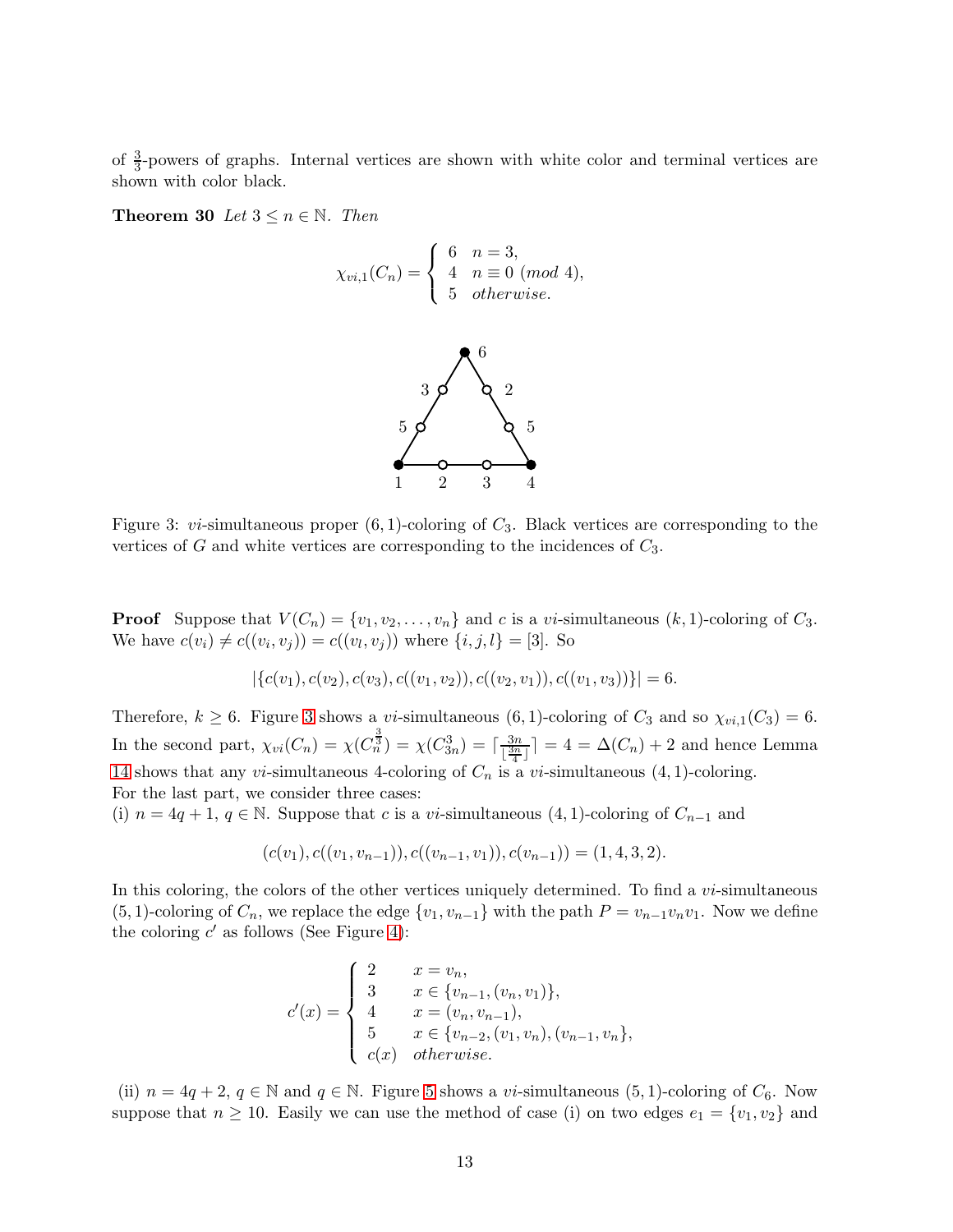of $\frac{3}{3}$-powers of graphs. Internal vertices are shown with white color and terminal vertices are shown with color black.

**Theorem 30** *Let $3 \leq n \in \mathbb{N}$. Then*

$$\chi_{vi,1}(C_n) = \begin{cases} 6 & n = 3, \\ 4 & n \equiv 0 \ (mod\ 4), \\ 5 & otherwise. \end{cases}$$

Figure 3: $vi$-simultaneous proper $(6,1)$-coloring of $C_3$. Black vertices are corresponding to the vertices of $G$ and white vertices are corresponding to the incidences of $C_3$.

**Proof** Suppose that $V(C_n) = \{v_1, v_2, \ldots, v_n\}$ and $c$ is a $vi$-simultaneous $(k,1)$-coloring of $C_3$. We have $c(v_i) \neq c((v_i, v_j)) = c((v_l, v_j))$ where $\{i, j, l\} = [3]$. So

$$|\{c(v_1), c(v_2), c(v_3), c((v_1, v_2)), c((v_2, v_1)), c((v_1, v_3))\}| = 6.$$

Therefore, $k \geq 6$. Figure 3 shows a $vi$-simultaneous $(6,1)$-coloring of $C_3$ and so $\chi_{vi,1}(C_3) = 6$. In the second part, $\chi_{vi}(C_n) = \chi(C_n^{\frac{3}{3}}) = \chi(C_{3n}^3) = \lceil \frac{3n}{\lfloor \frac{3n}{4} \rfloor} \rceil = 4 = \Delta(C_n) + 2$ and hence Lemma 14 shows that any $vi$-simultaneous 4-coloring of $C_n$ is a $vi$-simultaneous $(4,1)$-coloring.
For the last part, we consider three cases:
(i) $n = 4q + 1$, $q \in \mathbb{N}$. Suppose that $c$ is a $vi$-simultaneous $(4,1)$-coloring of $C_{n-1}$ and

$$(c(v_1), c((v_1, v_{n-1})), c((v_{n-1}, v_1)), c(v_{n-1})) = (1, 4, 3, 2).$$

In this coloring, the colors of the other vertices uniquely determined. To find a $vi$-simultaneous $(5,1)$-coloring of $C_n$, we replace the edge $\{v_1, v_{n-1}\}$ with the path $P = v_{n-1}v_nv_1$. Now we define the coloring $c'$ as follows (See Figure 4):

$$c'(x) = \begin{cases} 2 & x = v_n, \\ 3 & x \in \{v_{n-1}, (v_n, v_1)\}, \\ 4 & x = (v_n, v_{n-1}), \\ 5 & x \in \{v_{n-2}, (v_1, v_n), (v_{n-1}, v_n\}, \\ c(x) & otherwise. \end{cases}$$

(ii) $n = 4q + 2$, $q \in \mathbb{N}$ and $q \in \mathbb{N}$. Figure 5 shows a $vi$-simultaneous $(5,1)$-coloring of $C_6$. Now suppose that $n \geq 10$. Easily we can use the method of case (i) on two edges $e_1 = \{v_1, v_2\}$ and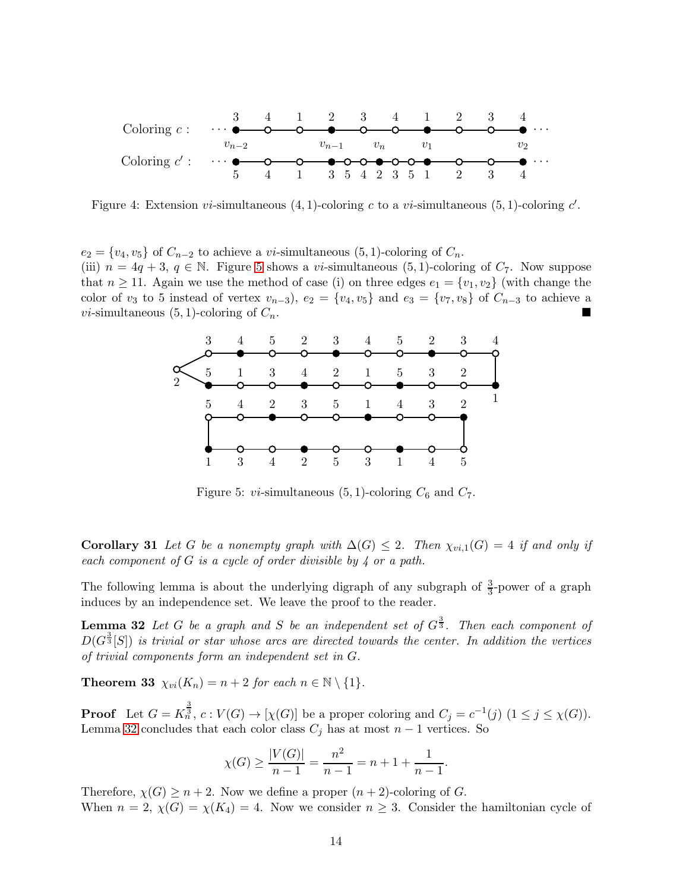Figure 4: Extension $vi$-simultaneous $(4,1)$-coloring $c$ to a $vi$-simultaneous $(5,1)$-coloring $c'$.

$e_2 = \{v_4, v_5\}$ of $C_{n-2}$ to achieve a $vi$-simultaneous $(5,1)$-coloring of $C_n$.

(iii) $n = 4q+3$, $q \in \mathbb{N}$. Figure 5 shows a $vi$-simultaneous $(5,1)$-coloring of $C_7$. Now suppose that $n \geq 11$. Again we use the method of case (i) on three edges $e_1 = \{v_1, v_2\}$ (with change the color of $v_3$ to 5 instead of vertex $v_{n-3}$), $e_2 = \{v_4, v_5\}$ and $e_3 = \{v_7, v_8\}$ of $C_{n-3}$ to achieve a $vi$-simultaneous $(5,1)$-coloring of $C_n$. ■

Figure 5: $vi$-simultaneous $(5,1)$-coloring $C_6$ and $C_7$.

**Corollary 31** *Let $G$ be a nonempty graph with $\Delta(G) \leq 2$. Then $\chi_{vi,1}(G) = 4$ if and only if each component of $G$ is a cycle of order divisible by 4 or a path.*

The following lemma is about the underlying digraph of any subgraph of $\frac{3}{3}$-power of a graph induces by an independence set. We leave the proof to the reader.

**Lemma 32** *Let $G$ be a graph and $S$ be an independent set of $G^{\frac{3}{3}}$. Then each component of $D(G^{\frac{3}{3}}[S])$ is trivial or star whose arcs are directed towards the center. In addition the vertices of trivial components form an independent set in $G$.*

**Theorem 33** $\chi_{vi}(K_n) = n+2$ *for each $n \in \mathbb{N} \setminus \{1\}$.*

**Proof** Let $G = K_n^{\frac{3}{3}}$, $c : V(G) \to [\chi(G)]$ be a proper coloring and $C_j = c^{-1}(j)$ $(1 \leq j \leq \chi(G))$. Lemma 32 concludes that each color class $C_j$ has at most $n-1$ vertices. So

$$\chi(G) \geq \frac{|V(G)|}{n-1} = \frac{n^2}{n-1} = n+1+\frac{1}{n-1}.$$

Therefore, $\chi(G) \geq n+2$. Now we define a proper $(n+2)$-coloring of $G$.

When $n = 2$, $\chi(G) = \chi(K_4) = 4$. Now we consider $n \geq 3$. Consider the hamiltonian cycle of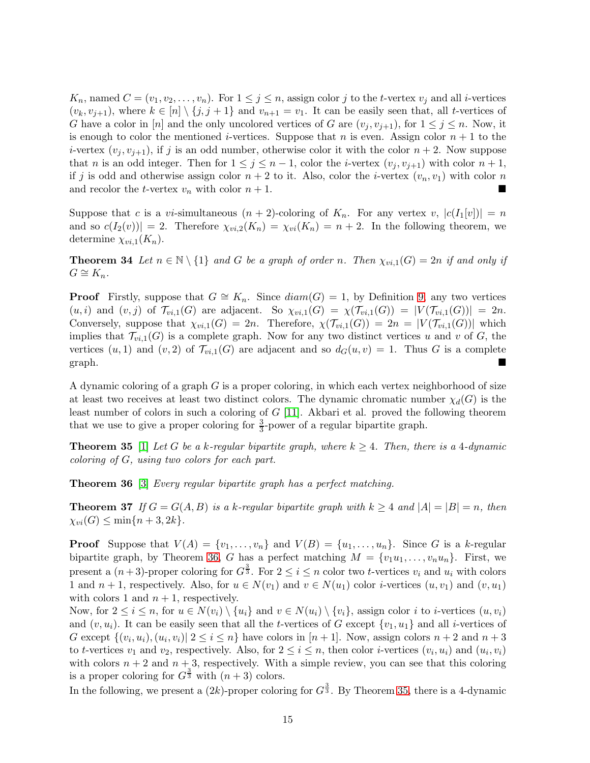$K_n$, named $C = (v_1, v_2, \ldots, v_n)$. For $1 \leq j \leq n$, assign color $j$ to the $t$-vertex $v_j$ and all $i$-vertices $(v_k, v_{j+1})$, where $k \in [n] \setminus \{j, j+1\}$ and $v_{n+1} = v_1$. It can be easily seen that, all $t$-vertices of $G$ have a color in $[n]$ and the only uncolored vertices of $G$ are $(v_j, v_{j+1})$, for $1 \leq j \leq n$. Now, it is enough to color the mentioned $i$-vertices. Suppose that $n$ is even. Assign color $n+1$ to the $i$-vertex $(v_j, v_{j+1})$, if $j$ is an odd number, otherwise color it with the color $n+2$. Now suppose that $n$ is an odd integer. Then for $1 \leq j \leq n-1$, color the $i$-vertex $(v_j, v_{j+1})$ with color $n+1$, if $j$ is odd and otherwise assign color $n+2$ to it. Also, color the $i$-vertex $(v_n, v_1)$ with color $n$ and recolor the $t$-vertex $v_n$ with color $n+1$. ■

Suppose that $c$ is a $vi$-simultaneous $(n+2)$-coloring of $K_n$. For any vertex $v$, $|c(I_1[v])| = n$ and so $c(I_2(v))| = 2$. Therefore $\chi_{vi,2}(K_n) = \chi_{vi}(K_n) = n+2$. In the following theorem, we determine $\chi_{vi,1}(K_n)$.

**Theorem 34** *Let $n \in \mathbb{N} \setminus \{1\}$ and $G$ be a graph of order $n$. Then $\chi_{vi,1}(G) = 2n$ if and only if $G \cong K_n$.*

**Proof** Firstly, suppose that $G \cong K_n$. Since $diam(G) = 1$, by Definition 9, any two vertices $(u, i)$ and $(v, j)$ of $\mathcal{T}_{vi,1}(G)$ are adjacent. So $\chi_{vi,1}(G) = \chi(\mathcal{T}_{vi,1}(G)) = |V(\mathcal{T}_{vi,1}(G))| = 2n$. Conversely, suppose that $\chi_{vi,1}(G) = 2n$. Therefore, $\chi(\mathcal{T}_{vi,1}(G)) = 2n = |V(\mathcal{T}_{vi,1}(G))|$ which implies that $\mathcal{T}_{vi,1}(G)$ is a complete graph. Now for any two distinct vertices $u$ and $v$ of $G$, the vertices $(u, 1)$ and $(v, 2)$ of $\mathcal{T}_{vi,1}(G)$ are adjacent and so $d_G(u, v) = 1$. Thus $G$ is a complete graph. ■

A dynamic coloring of a graph $G$ is a proper coloring, in which each vertex neighborhood of size at least two receives at least two distinct colors. The dynamic chromatic number $\chi_d(G)$ is the least number of colors in such a coloring of $G$ [11]. Akbari et al. proved the following theorem that we use to give a proper coloring for $\frac{3}{3}$-power of a regular bipartite graph.

**Theorem 35** [1] *Let $G$ be a $k$-regular bipartite graph, where $k \geq 4$. Then, there is a 4-dynamic coloring of $G$, using two colors for each part.*

**Theorem 36** [3] *Every regular bipartite graph has a perfect matching.*

**Theorem 37** *If $G = G(A, B)$ is a $k$-regular bipartite graph with $k \geq 4$ and $|A| = |B| = n$, then $\chi_{vi}(G) \leq \min\{n+3, 2k\}$.*

**Proof** Suppose that $V(A) = \{v_1, \ldots, v_n\}$ and $V(B) = \{u_1, \ldots, u_n\}$. Since $G$ is a $k$-regular bipartite graph, by Theorem 36, $G$ has a perfect matching $M = \{v_1u_1, \ldots, v_nu_n\}$. First, we present a $(n+3)$-proper coloring for $G^{\frac{3}{3}}$. For $2 \leq i \leq n$ color two $t$-vertices $v_i$ and $u_i$ with colors 1 and $n+1$, respectively. Also, for $u \in N(v_1)$ and $v \in N(u_1)$ color $i$-vertices $(u, v_1)$ and $(v, u_1)$ with colors 1 and $n+1$, respectively.
Now, for $2 \leq i \leq n$, for $u \in N(v_i) \setminus \{u_i\}$ and $v \in N(u_i) \setminus \{v_i\}$, assign color $i$ to $i$-vertices $(u, v_i)$ and $(v, u_i)$. It can be easily seen that all the $t$-vertices of $G$ except $\{v_1, u_1\}$ and all $i$-vertices of $G$ except $\{(v_i, u_i), (u_i, v_i) | \, 2 \leq i \leq n\}$ have colors in $[n+1]$. Now, assign colors $n+2$ and $n+3$ to $t$-vertices $v_1$ and $v_2$, respectively. Also, for $2 \leq i \leq n$, then color $i$-vertices $(v_i, u_i)$ and $(u_i, v_i)$ with colors $n+2$ and $n+3$, respectively. With a simple review, you can see that this coloring is a proper coloring for $G^{\frac{3}{3}}$ with $(n+3)$ colors.
In the following, we present a $(2k)$-proper coloring for $G^{\frac{3}{3}}$. By Theorem 35, there is a 4-dynamic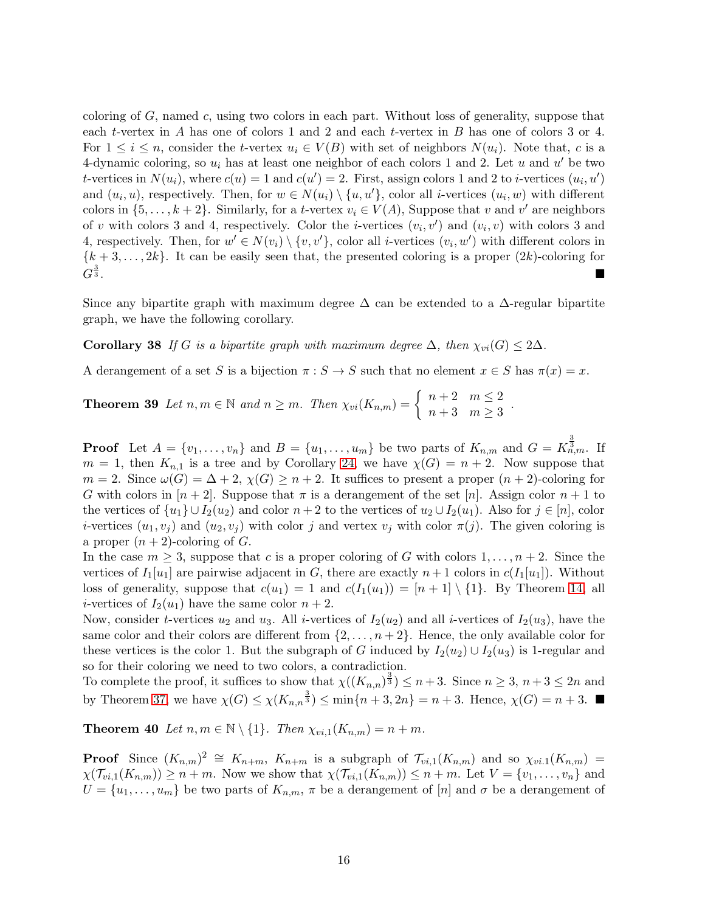coloring of $G$, named $c$, using two colors in each part. Without loss of generality, suppose that each $t$-vertex in $A$ has one of colors 1 and 2 and each $t$-vertex in $B$ has one of colors 3 or 4. For $1 \leq i \leq n$, consider the $t$-vertex $u_i \in V(B)$ with set of neighbors $N(u_i)$. Note that, $c$ is a 4-dynamic coloring, so $u_i$ has at least one neighbor of each colors 1 and 2. Let $u$ and $u'$ be two $t$-vertices in $N(u_i)$, where $c(u) = 1$ and $c(u') = 2$. First, assign colors 1 and 2 to $i$-vertices $(u_i, u')$ and $(u_i, u)$, respectively. Then, for $w \in N(u_i) \setminus \{u, u'\}$, color all $i$-vertices $(u_i, w)$ with different colors in $\{5, \ldots, k+2\}$. Similarly, for a $t$-vertex $v_i \in V(A)$, Suppose that $v$ and $v'$ are neighbors of $v$ with colors 3 and 4, respectively. Color the $i$-vertices $(v_i, v')$ and $(v_i, v)$ with colors 3 and 4, respectively. Then, for $w' \in N(v_i) \setminus \{v, v'\}$, color all $i$-vertices $(v_i, w')$ with different colors in $\{k+3, \ldots, 2k\}$. It can be easily seen that, the presented coloring is a proper $(2k)$-coloring for $G^{\frac{3}{3}}$. ∎

Since any bipartite graph with maximum degree $\Delta$ can be extended to a $\Delta$-regular bipartite graph, we have the following corollary.

**Corollary 38** *If $G$ is a bipartite graph with maximum degree $\Delta$, then $\chi_{vi}(G) \leq 2\Delta$.*

A derangement of a set $S$ is a bijection $\pi : S \to S$ such that no element $x \in S$ has $\pi(x) = x$.

**Theorem 39** *Let $n, m \in \mathbb{N}$ and $n \geq m$. Then* $\chi_{vi}(K_{n,m}) = \begin{cases} n+2 & m \leq 2 \\ n+3 & m \geq 3 \end{cases}$.

**Proof** Let $A = \{v_1, \ldots, v_n\}$ and $B = \{u_1, \ldots, u_m\}$ be two parts of $K_{n,m}$ and $G = K_{n,m}^{\frac{3}{3}}$. If $m = 1$, then $K_{n,1}$ is a tree and by Corollary 24, we have $\chi(G) = n + 2$. Now suppose that $m = 2$. Since $\omega(G) = \Delta + 2$, $\chi(G) \geq n + 2$. It suffices to present a proper $(n + 2)$-coloring for $G$ with colors in $[n + 2]$. Suppose that $\pi$ is a derangement of the set $[n]$. Assign color $n + 1$ to the vertices of $\{u_1\} \cup I_2(u_2)$ and color $n + 2$ to the vertices of $u_2 \cup I_2(u_1)$. Also for $j \in [n]$, color $i$-vertices $(u_1, v_j)$ and $(u_2, v_j)$ with color $j$ and vertex $v_j$ with color $\pi(j)$. The given coloring is a proper $(n + 2)$-coloring of $G$.
In the case $m \geq 3$, suppose that $c$ is a proper coloring of $G$ with colors $1, \ldots, n + 2$. Since the vertices of $I_1[u_1]$ are pairwise adjacent in $G$, there are exactly $n + 1$ colors in $c(I_1[u_1])$. Without loss of generality, suppose that $c(u_1) = 1$ and $c(I_1(u_1)) = [n + 1] \setminus \{1\}$. By Theorem 14, all $i$-vertices of $I_2(u_1)$ have the same color $n + 2$.
Now, consider $t$-vertices $u_2$ and $u_3$. All $i$-vertices of $I_2(u_2)$ and all $i$-vertices of $I_2(u_3)$, have the same color and their colors are different from $\{2, \ldots, n + 2\}$. Hence, the only available color for these vertices is the color 1. But the subgraph of $G$ induced by $I_2(u_2) \cup I_2(u_3)$ is 1-regular and so for their coloring we need to two colors, a contradiction.
To complete the proof, it suffices to show that $\chi((K_{n,n})^{\frac{3}{3}}) \leq n+3$. Since $n \geq 3$, $n+3 \leq 2n$ and by Theorem 37, we have $\chi(G) \leq \chi(K_{n,n}{}^{\frac{3}{3}}) \leq \min\{n + 3, 2n\} = n + 3$. Hence, $\chi(G) = n + 3$. ∎

**Theorem 40** *Let $n, m \in \mathbb{N} \setminus \{1\}$. Then $\chi_{vi,1}(K_{n,m}) = n + m$.*

**Proof** Since $(K_{n,m})^2 \cong K_{n+m}$, $K_{n+m}$ is a subgraph of $\mathcal{T}_{vi,1}(K_{n,m})$ and so $\chi_{vi.1}(K_{n,m}) = \chi(\mathcal{T}_{vi,1}(K_{n,m})) \geq n + m$. Now we show that $\chi(\mathcal{T}_{vi,1}(K_{n,m})) \leq n + m$. Let $V = \{v_1, \ldots, v_n\}$ and $U = \{u_1, \ldots, u_m\}$ be two parts of $K_{n,m}$, $\pi$ be a derangement of $[n]$ and $\sigma$ be a derangement of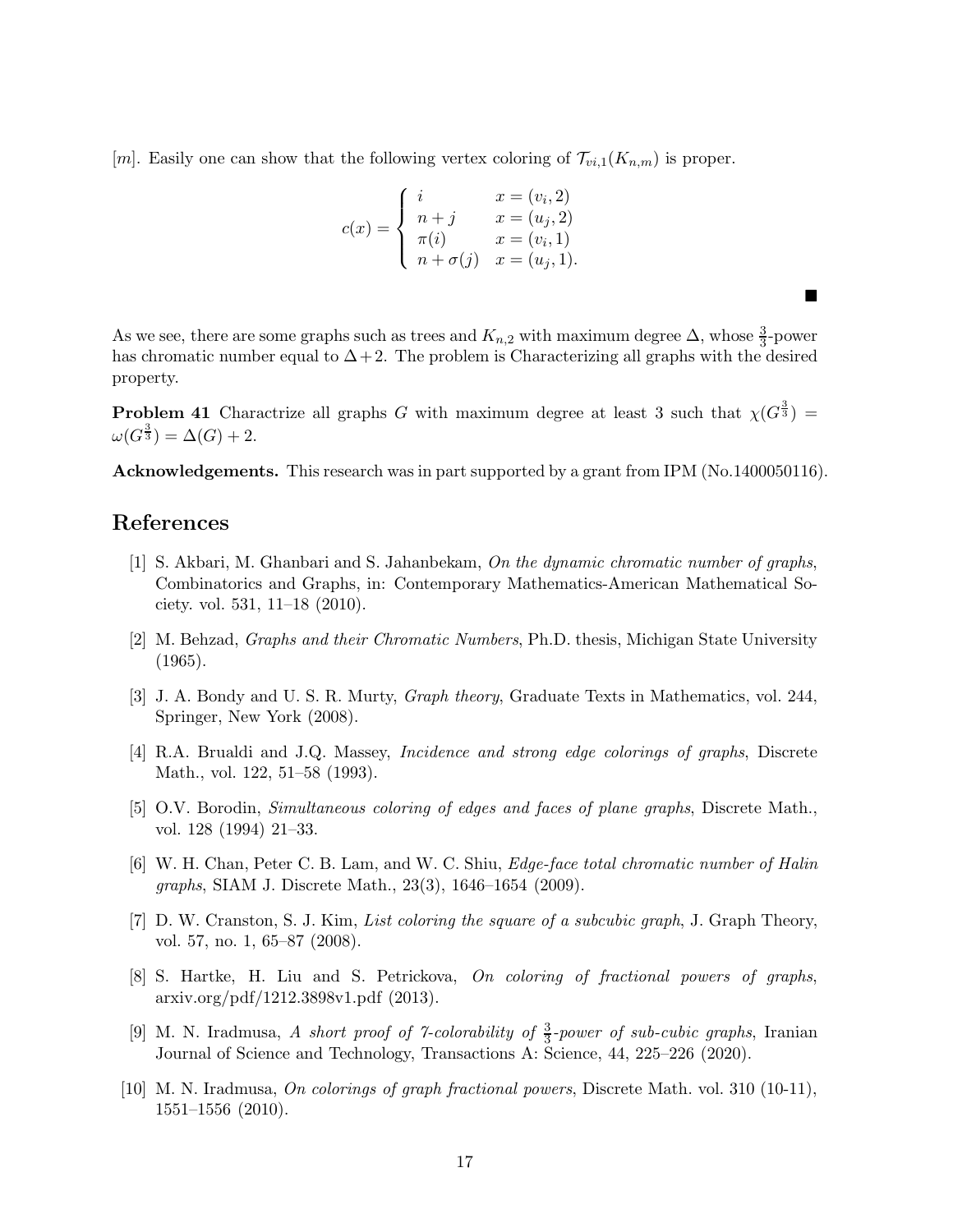$[m]$. Easily one can show that the following vertex coloring of $\mathcal{T}_{vi,1}(K_{n,m})$ is proper.

$$
c(x) = \begin{cases} i & x = (v_i, 2) \\ n + j & x = (u_j, 2) \\ \pi(i) & x = (v_i, 1) \\ n + \sigma(j) & x = (u_j, 1). \end{cases}
$$

■

As we see, there are some graphs such as trees and $K_{n,2}$ with maximum degree $\Delta$, whose $\frac{3}{3}$-power has chromatic number equal to $\Delta + 2$. The problem is Characterizing all graphs with the desired property.

**Problem 41** Charactrize all graphs $G$ with maximum degree at least 3 such that $\chi(G^{\frac{3}{3}}) = \omega(G^{\frac{3}{3}}) = \Delta(G) + 2$.

**Acknowledgements.** This research was in part supported by a grant from IPM (No.1400050116).

## References

[1] S. Akbari, M. Ghanbari and S. Jahanbekam, *On the dynamic chromatic number of graphs*, Combinatorics and Graphs, in: Contemporary Mathematics-American Mathematical Society. vol. 531, 11–18 (2010).

[2] M. Behzad, *Graphs and their Chromatic Numbers*, Ph.D. thesis, Michigan State University (1965).

[3] J. A. Bondy and U. S. R. Murty, *Graph theory*, Graduate Texts in Mathematics, vol. 244, Springer, New York (2008).

[4] R.A. Brualdi and J.Q. Massey, *Incidence and strong edge colorings of graphs*, Discrete Math., vol. 122, 51–58 (1993).

[5] O.V. Borodin, *Simultaneous coloring of edges and faces of plane graphs*, Discrete Math., vol. 128 (1994) 21–33.

[6] W. H. Chan, Peter C. B. Lam, and W. C. Shiu, *Edge-face total chromatic number of Halin graphs*, SIAM J. Discrete Math., 23(3), 1646–1654 (2009).

[7] D. W. Cranston, S. J. Kim, *List coloring the square of a subcubic graph*, J. Graph Theory, vol. 57, no. 1, 65–87 (2008).

[8] S. Hartke, H. Liu and S. Petrickova, *On coloring of fractional powers of graphs*, arxiv.org/pdf/1212.3898v1.pdf (2013).

[9] M. N. Iradmusa, *A short proof of 7-colorability of $\frac{3}{3}$-power of sub-cubic graphs*, Iranian Journal of Science and Technology, Transactions A: Science, 44, 225–226 (2020).

[10] M. N. Iradmusa, *On colorings of graph fractional powers*, Discrete Math. vol. 310 (10-11), 1551–1556 (2010).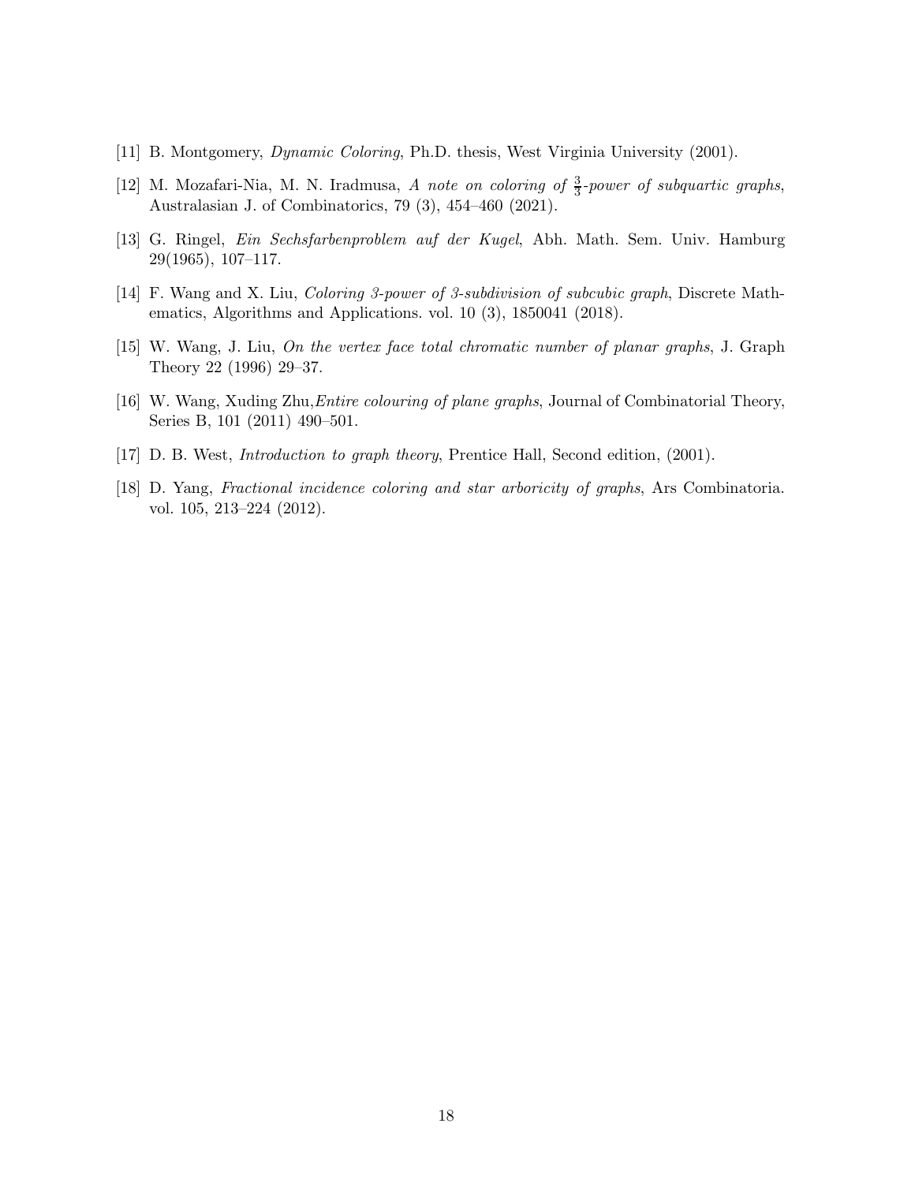[11] B. Montgomery, *Dynamic Coloring*, Ph.D. thesis, West Virginia University (2001).

[12] M. Mozafari-Nia, M. N. Iradmusa, *A note on coloring of $\frac{3}{3}$-power of subquartic graphs*, Australasian J. of Combinatorics, 79 (3), 454–460 (2021).

[13] G. Ringel, *Ein Sechsfarbenproblem auf der Kugel*, Abh. Math. Sem. Univ. Hamburg 29(1965), 107–117.

[14] F. Wang and X. Liu, *Coloring 3-power of 3-subdivision of subcubic graph*, Discrete Mathematics, Algorithms and Applications. vol. 10 (3), 1850041 (2018).

[15] W. Wang, J. Liu, *On the vertex face total chromatic number of planar graphs*, J. Graph Theory 22 (1996) 29–37.

[16] W. Wang, Xuding Zhu, *Entire colouring of plane graphs*, Journal of Combinatorial Theory, Series B, 101 (2011) 490–501.

[17] D. B. West, *Introduction to graph theory*, Prentice Hall, Second edition, (2001).

[18] D. Yang, *Fractional incidence coloring and star arboricity of graphs*, Ars Combinatoria. vol. 105, 213–224 (2012).